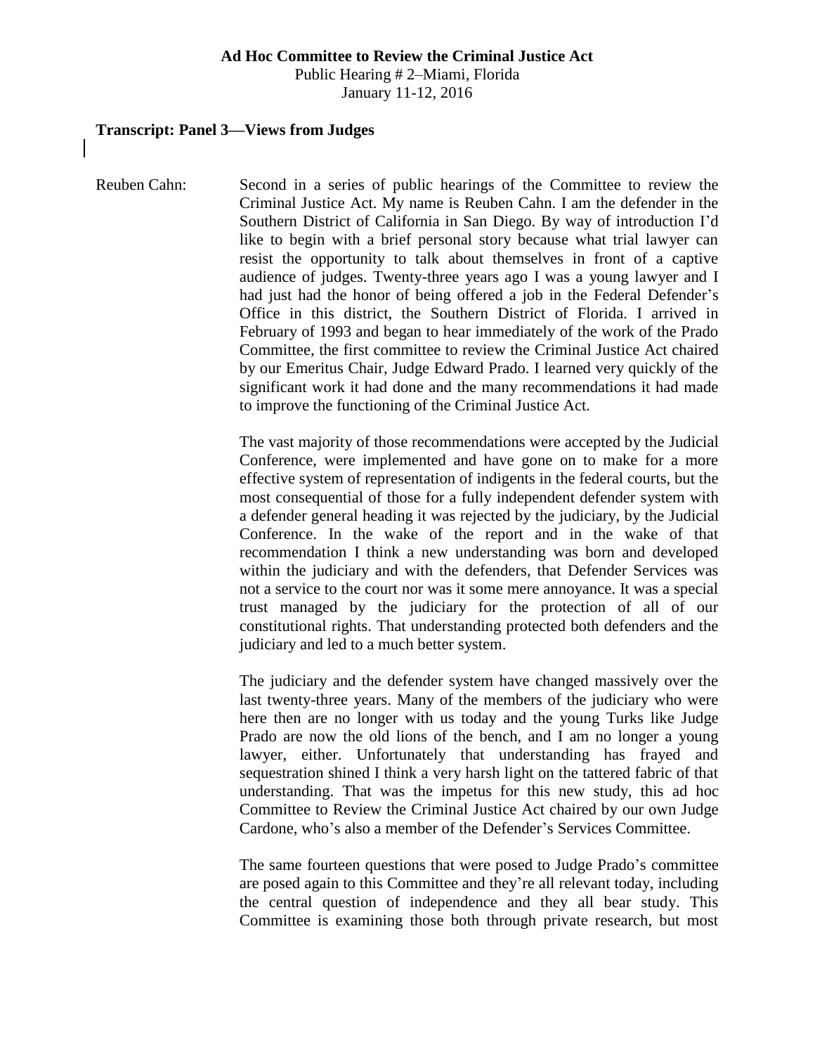**Ad Hoc Committee to Review the Criminal Justice Act**
Public Hearing # 2–Miami, Florida
January 11-12, 2016

## Transcript: Panel 3—Views from Judges

Reuben Cahn: Second in a series of public hearings of the Committee to review the Criminal Justice Act. My name is Reuben Cahn. I am the defender in the Southern District of California in San Diego. By way of introduction I'd like to begin with a brief personal story because what trial lawyer can resist the opportunity to talk about themselves in front of a captive audience of judges. Twenty-three years ago I was a young lawyer and I had just had the honor of being offered a job in the Federal Defender's Office in this district, the Southern District of Florida. I arrived in February of 1993 and began to hear immediately of the work of the Prado Committee, the first committee to review the Criminal Justice Act chaired by our Emeritus Chair, Judge Edward Prado. I learned very quickly of the significant work it had done and the many recommendations it had made to improve the functioning of the Criminal Justice Act.

The vast majority of those recommendations were accepted by the Judicial Conference, were implemented and have gone on to make for a more effective system of representation of indigents in the federal courts, but the most consequential of those for a fully independent defender system with a defender general heading it was rejected by the judiciary, by the Judicial Conference. In the wake of the report and in the wake of that recommendation I think a new understanding was born and developed within the judiciary and with the defenders, that Defender Services was not a service to the court nor was it some mere annoyance. It was a special trust managed by the judiciary for the protection of all of our constitutional rights. That understanding protected both defenders and the judiciary and led to a much better system.

The judiciary and the defender system have changed massively over the last twenty-three years. Many of the members of the judiciary who were here then are no longer with us today and the young Turks like Judge Prado are now the old lions of the bench, and I am no longer a young lawyer, either. Unfortunately that understanding has frayed and sequestration shined I think a very harsh light on the tattered fabric of that understanding. That was the impetus for this new study, this ad hoc Committee to Review the Criminal Justice Act chaired by our own Judge Cardone, who's also a member of the Defender's Services Committee.

The same fourteen questions that were posed to Judge Prado's committee are posed again to this Committee and they're all relevant today, including the central question of independence and they all bear study. This Committee is examining those both through private research, but most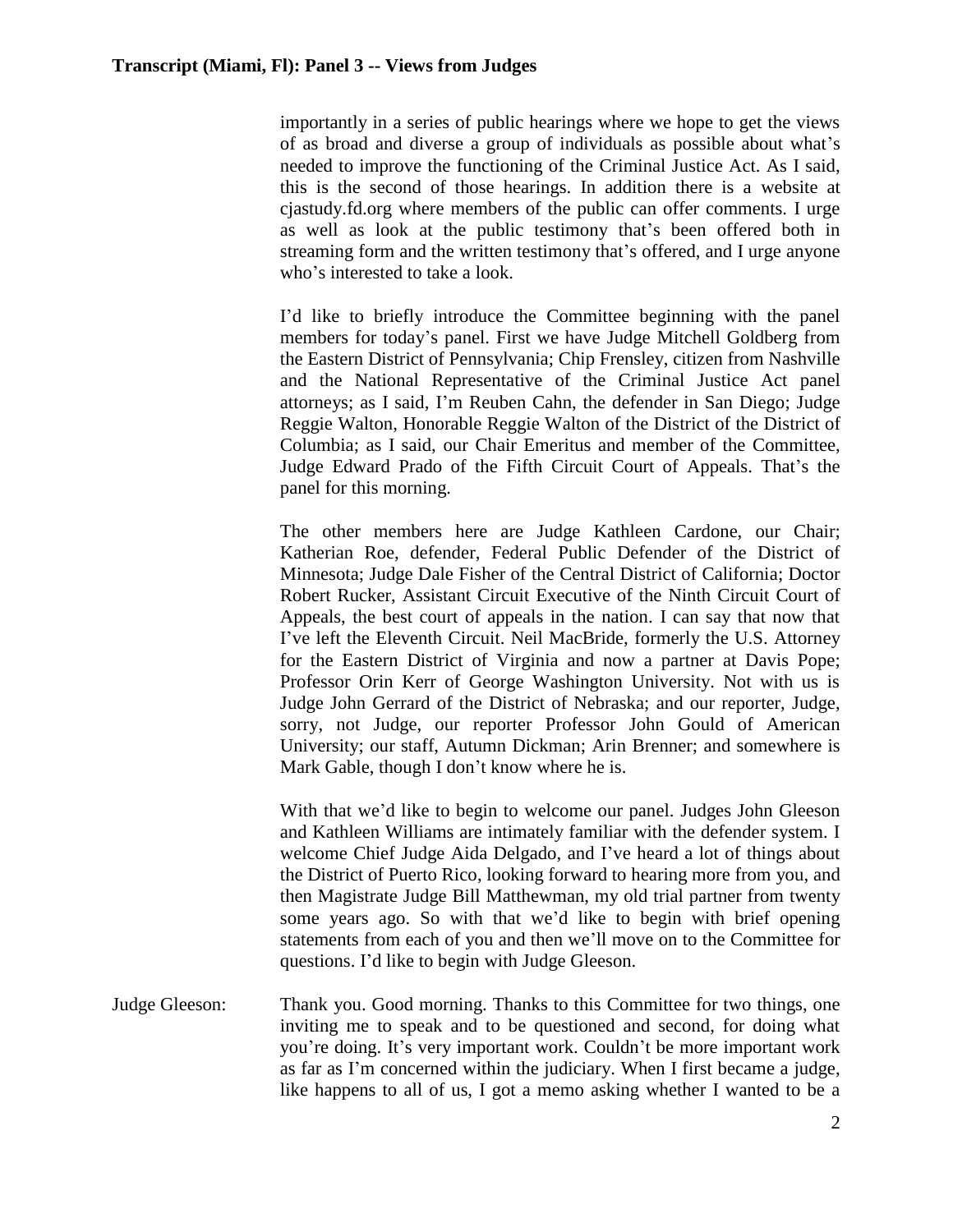importantly in a series of public hearings where we hope to get the views of as broad and diverse a group of individuals as possible about what's needed to improve the functioning of the Criminal Justice Act. As I said, this is the second of those hearings. In addition there is a website at cjastudy.fd.org where members of the public can offer comments. I urge as well as look at the public testimony that's been offered both in streaming form and the written testimony that's offered, and I urge anyone who's interested to take a look.

I'd like to briefly introduce the Committee beginning with the panel members for today's panel. First we have Judge Mitchell Goldberg from the Eastern District of Pennsylvania; Chip Frensley, citizen from Nashville and the National Representative of the Criminal Justice Act panel attorneys; as I said, I'm Reuben Cahn, the defender in San Diego; Judge Reggie Walton, Honorable Reggie Walton of the District of the District of Columbia; as I said, our Chair Emeritus and member of the Committee, Judge Edward Prado of the Fifth Circuit Court of Appeals. That's the panel for this morning.

The other members here are Judge Kathleen Cardone, our Chair; Katherian Roe, defender, Federal Public Defender of the District of Minnesota; Judge Dale Fisher of the Central District of California; Doctor Robert Rucker, Assistant Circuit Executive of the Ninth Circuit Court of Appeals, the best court of appeals in the nation. I can say that now that I've left the Eleventh Circuit. Neil MacBride, formerly the U.S. Attorney for the Eastern District of Virginia and now a partner at Davis Pope; Professor Orin Kerr of George Washington University. Not with us is Judge John Gerrard of the District of Nebraska; and our reporter, Judge, sorry, not Judge, our reporter Professor John Gould of American University; our staff, Autumn Dickman; Arin Brenner; and somewhere is Mark Gable, though I don't know where he is.

With that we'd like to begin to welcome our panel. Judges John Gleeson and Kathleen Williams are intimately familiar with the defender system. I welcome Chief Judge Aida Delgado, and I've heard a lot of things about the District of Puerto Rico, looking forward to hearing more from you, and then Magistrate Judge Bill Matthewman, my old trial partner from twenty some years ago. So with that we'd like to begin with brief opening statements from each of you and then we'll move on to the Committee for questions. I'd like to begin with Judge Gleeson.

Judge Gleeson: Thank you. Good morning. Thanks to this Committee for two things, one inviting me to speak and to be questioned and second, for doing what you're doing. It's very important work. Couldn't be more important work as far as I'm concerned within the judiciary. When I first became a judge, like happens to all of us, I got a memo asking whether I wanted to be a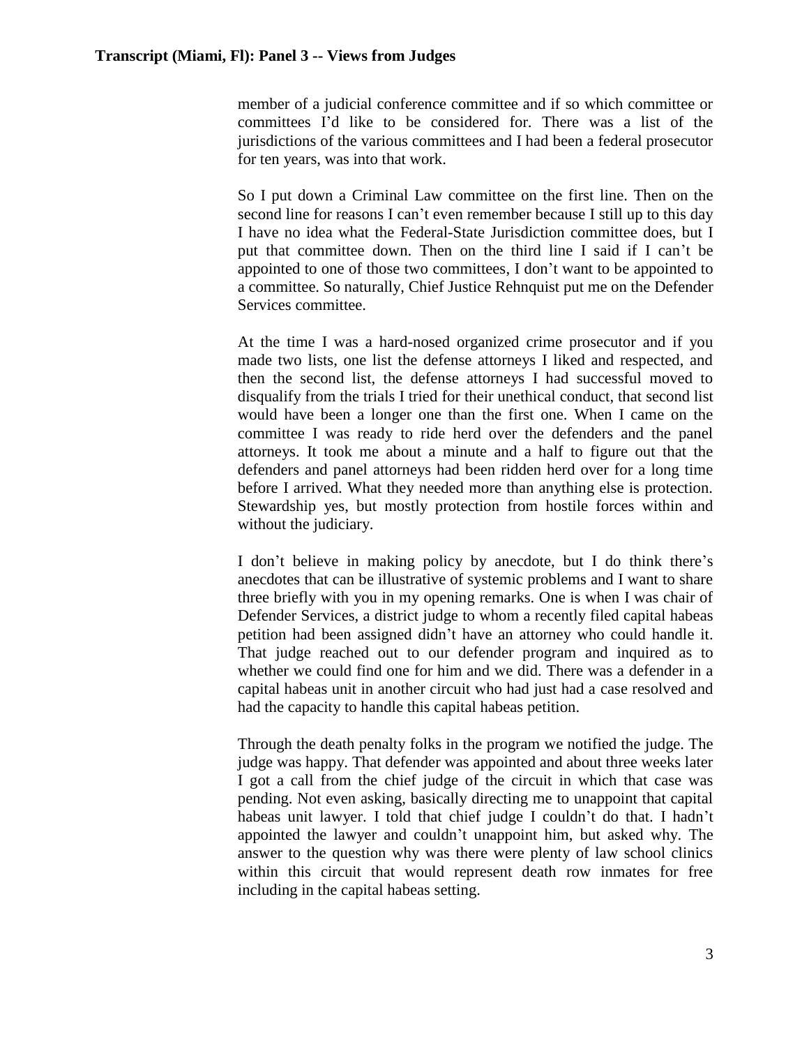member of a judicial conference committee and if so which committee or committees I'd like to be considered for. There was a list of the jurisdictions of the various committees and I had been a federal prosecutor for ten years, was into that work.

So I put down a Criminal Law committee on the first line. Then on the second line for reasons I can't even remember because I still up to this day I have no idea what the Federal-State Jurisdiction committee does, but I put that committee down. Then on the third line I said if I can't be appointed to one of those two committees, I don't want to be appointed to a committee. So naturally, Chief Justice Rehnquist put me on the Defender Services committee.

At the time I was a hard-nosed organized crime prosecutor and if you made two lists, one list the defense attorneys I liked and respected, and then the second list, the defense attorneys I had successful moved to disqualify from the trials I tried for their unethical conduct, that second list would have been a longer one than the first one. When I came on the committee I was ready to ride herd over the defenders and the panel attorneys. It took me about a minute and a half to figure out that the defenders and panel attorneys had been ridden herd over for a long time before I arrived. What they needed more than anything else is protection. Stewardship yes, but mostly protection from hostile forces within and without the judiciary.

I don't believe in making policy by anecdote, but I do think there's anecdotes that can be illustrative of systemic problems and I want to share three briefly with you in my opening remarks. One is when I was chair of Defender Services, a district judge to whom a recently filed capital habeas petition had been assigned didn't have an attorney who could handle it. That judge reached out to our defender program and inquired as to whether we could find one for him and we did. There was a defender in a capital habeas unit in another circuit who had just had a case resolved and had the capacity to handle this capital habeas petition.

Through the death penalty folks in the program we notified the judge. The judge was happy. That defender was appointed and about three weeks later I got a call from the chief judge of the circuit in which that case was pending. Not even asking, basically directing me to unappoint that capital habeas unit lawyer. I told that chief judge I couldn't do that. I hadn't appointed the lawyer and couldn't unappoint him, but asked why. The answer to the question why was there were plenty of law school clinics within this circuit that would represent death row inmates for free including in the capital habeas setting.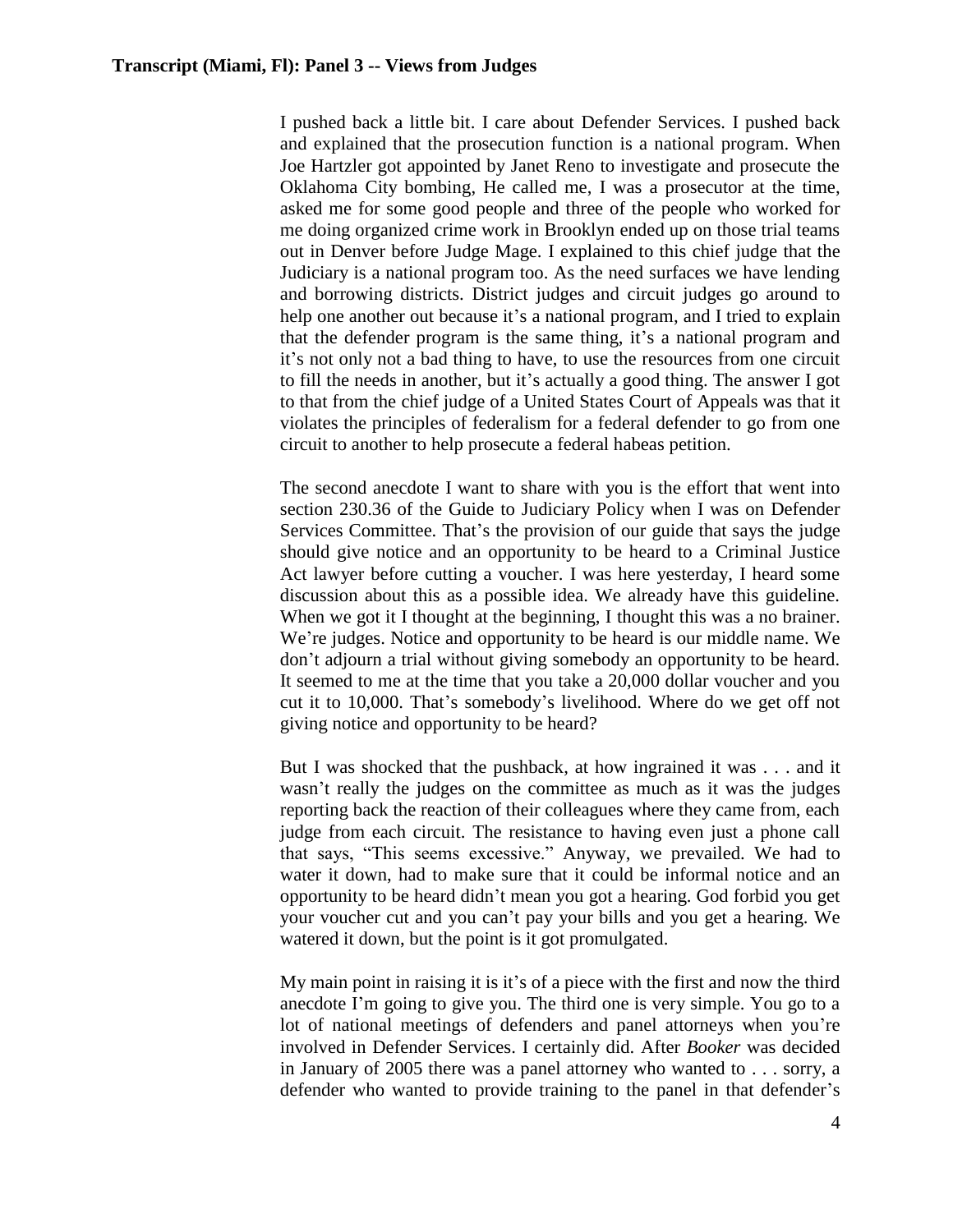I pushed back a little bit. I care about Defender Services. I pushed back and explained that the prosecution function is a national program. When Joe Hartzler got appointed by Janet Reno to investigate and prosecute the Oklahoma City bombing, He called me, I was a prosecutor at the time, asked me for some good people and three of the people who worked for me doing organized crime work in Brooklyn ended up on those trial teams out in Denver before Judge Mage. I explained to this chief judge that the Judiciary is a national program too. As the need surfaces we have lending and borrowing districts. District judges and circuit judges go around to help one another out because it's a national program, and I tried to explain that the defender program is the same thing, it's a national program and it's not only not a bad thing to have, to use the resources from one circuit to fill the needs in another, but it's actually a good thing. The answer I got to that from the chief judge of a United States Court of Appeals was that it violates the principles of federalism for a federal defender to go from one circuit to another to help prosecute a federal habeas petition.

The second anecdote I want to share with you is the effort that went into section 230.36 of the Guide to Judiciary Policy when I was on Defender Services Committee. That's the provision of our guide that says the judge should give notice and an opportunity to be heard to a Criminal Justice Act lawyer before cutting a voucher. I was here yesterday, I heard some discussion about this as a possible idea. We already have this guideline. When we got it I thought at the beginning, I thought this was a no brainer. We're judges. Notice and opportunity to be heard is our middle name. We don't adjourn a trial without giving somebody an opportunity to be heard. It seemed to me at the time that you take a 20,000 dollar voucher and you cut it to 10,000. That's somebody's livelihood. Where do we get off not giving notice and opportunity to be heard?

But I was shocked that the pushback, at how ingrained it was . . . and it wasn't really the judges on the committee as much as it was the judges reporting back the reaction of their colleagues where they came from, each judge from each circuit. The resistance to having even just a phone call that says, "This seems excessive." Anyway, we prevailed. We had to water it down, had to make sure that it could be informal notice and an opportunity to be heard didn't mean you got a hearing. God forbid you get your voucher cut and you can't pay your bills and you get a hearing. We watered it down, but the point is it got promulgated.

My main point in raising it is it's of a piece with the first and now the third anecdote I'm going to give you. The third one is very simple. You go to a lot of national meetings of defenders and panel attorneys when you're involved in Defender Services. I certainly did. After *Booker* was decided in January of 2005 there was a panel attorney who wanted to . . . sorry, a defender who wanted to provide training to the panel in that defender's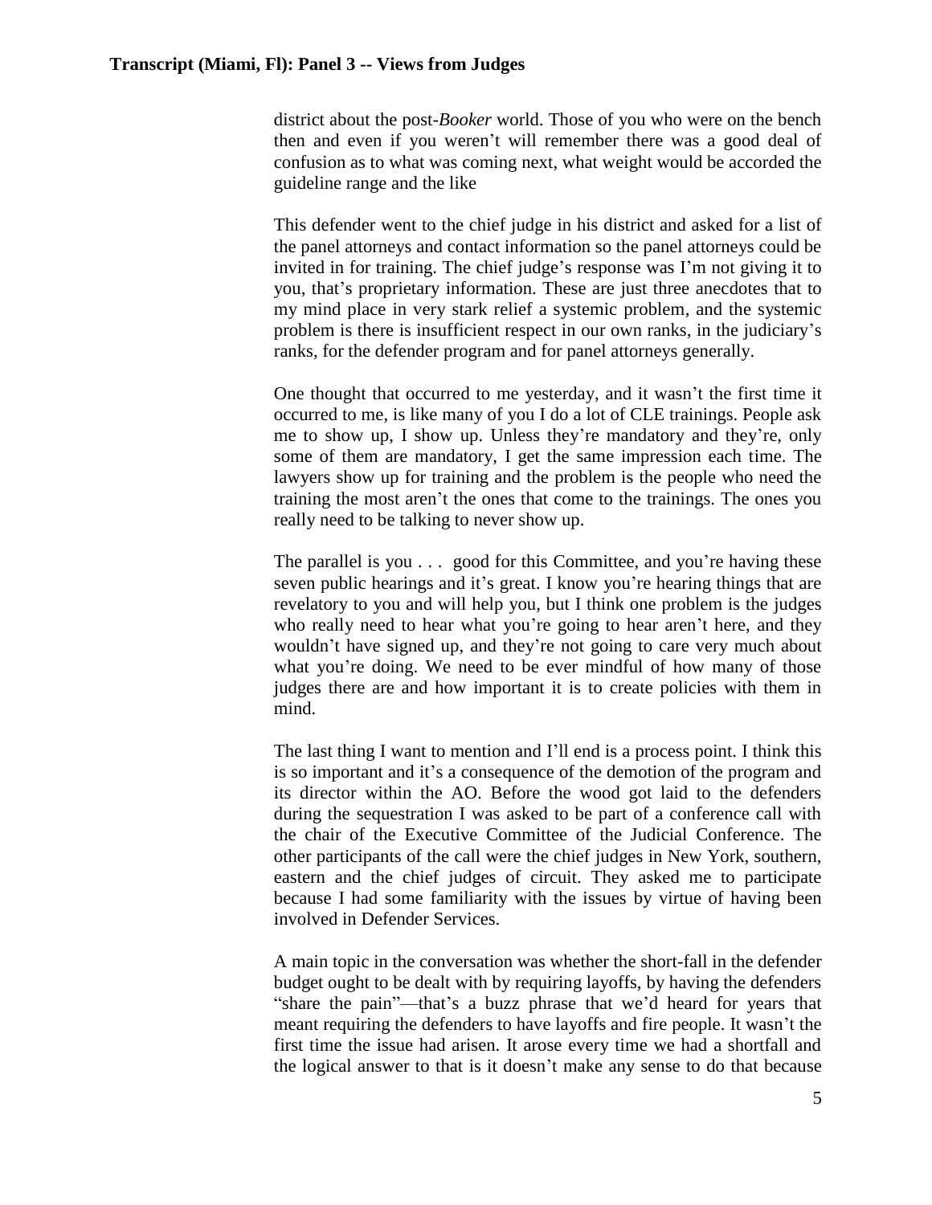district about the post-*Booker* world. Those of you who were on the bench then and even if you weren't will remember there was a good deal of confusion as to what was coming next, what weight would be accorded the guideline range and the like

This defender went to the chief judge in his district and asked for a list of the panel attorneys and contact information so the panel attorneys could be invited in for training. The chief judge's response was I'm not giving it to you, that's proprietary information. These are just three anecdotes that to my mind place in very stark relief a systemic problem, and the systemic problem is there is insufficient respect in our own ranks, in the judiciary's ranks, for the defender program and for panel attorneys generally.

One thought that occurred to me yesterday, and it wasn't the first time it occurred to me, is like many of you I do a lot of CLE trainings. People ask me to show up, I show up. Unless they're mandatory and they're, only some of them are mandatory, I get the same impression each time. The lawyers show up for training and the problem is the people who need the training the most aren't the ones that come to the trainings. The ones you really need to be talking to never show up.

The parallel is you . . . good for this Committee, and you're having these seven public hearings and it's great. I know you're hearing things that are revelatory to you and will help you, but I think one problem is the judges who really need to hear what you're going to hear aren't here, and they wouldn't have signed up, and they're not going to care very much about what you're doing. We need to be ever mindful of how many of those judges there are and how important it is to create policies with them in mind.

The last thing I want to mention and I'll end is a process point. I think this is so important and it's a consequence of the demotion of the program and its director within the AO. Before the wood got laid to the defenders during the sequestration I was asked to be part of a conference call with the chair of the Executive Committee of the Judicial Conference. The other participants of the call were the chief judges in New York, southern, eastern and the chief judges of circuit. They asked me to participate because I had some familiarity with the issues by virtue of having been involved in Defender Services.

A main topic in the conversation was whether the short-fall in the defender budget ought to be dealt with by requiring layoffs, by having the defenders "share the pain"—that's a buzz phrase that we'd heard for years that meant requiring the defenders to have layoffs and fire people. It wasn't the first time the issue had arisen. It arose every time we had a shortfall and the logical answer to that is it doesn't make any sense to do that because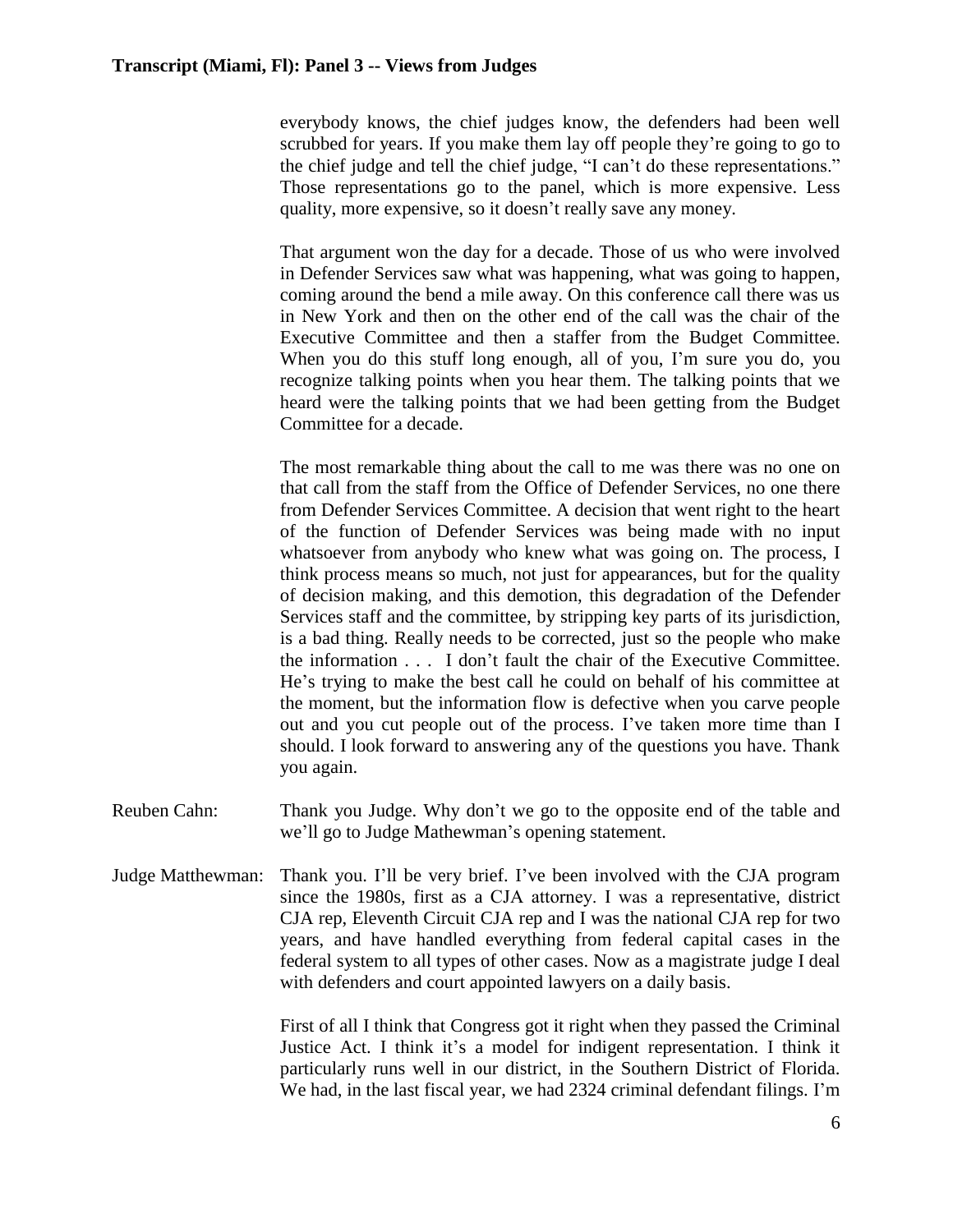everybody knows, the chief judges know, the defenders had been well scrubbed for years. If you make them lay off people they're going to go to the chief judge and tell the chief judge, "I can't do these representations." Those representations go to the panel, which is more expensive. Less quality, more expensive, so it doesn't really save any money.

That argument won the day for a decade. Those of us who were involved in Defender Services saw what was happening, what was going to happen, coming around the bend a mile away. On this conference call there was us in New York and then on the other end of the call was the chair of the Executive Committee and then a staffer from the Budget Committee. When you do this stuff long enough, all of you, I'm sure you do, you recognize talking points when you hear them. The talking points that we heard were the talking points that we had been getting from the Budget Committee for a decade.

The most remarkable thing about the call to me was there was no one on that call from the staff from the Office of Defender Services, no one there from Defender Services Committee. A decision that went right to the heart of the function of Defender Services was being made with no input whatsoever from anybody who knew what was going on. The process, I think process means so much, not just for appearances, but for the quality of decision making, and this demotion, this degradation of the Defender Services staff and the committee, by stripping key parts of its jurisdiction, is a bad thing. Really needs to be corrected, just so the people who make the information . . . I don't fault the chair of the Executive Committee. He's trying to make the best call he could on behalf of his committee at the moment, but the information flow is defective when you carve people out and you cut people out of the process. I've taken more time than I should. I look forward to answering any of the questions you have. Thank you again.

Reuben Cahn: Thank you Judge. Why don't we go to the opposite end of the table and we'll go to Judge Mathewman's opening statement.

Judge Matthewman: Thank you. I'll be very brief. I've been involved with the CJA program since the 1980s, first as a CJA attorney. I was a representative, district CJA rep, Eleventh Circuit CJA rep and I was the national CJA rep for two years, and have handled everything from federal capital cases in the federal system to all types of other cases. Now as a magistrate judge I deal with defenders and court appointed lawyers on a daily basis.

First of all I think that Congress got it right when they passed the Criminal Justice Act. I think it's a model for indigent representation. I think it particularly runs well in our district, in the Southern District of Florida. We had, in the last fiscal year, we had 2324 criminal defendant filings. I'm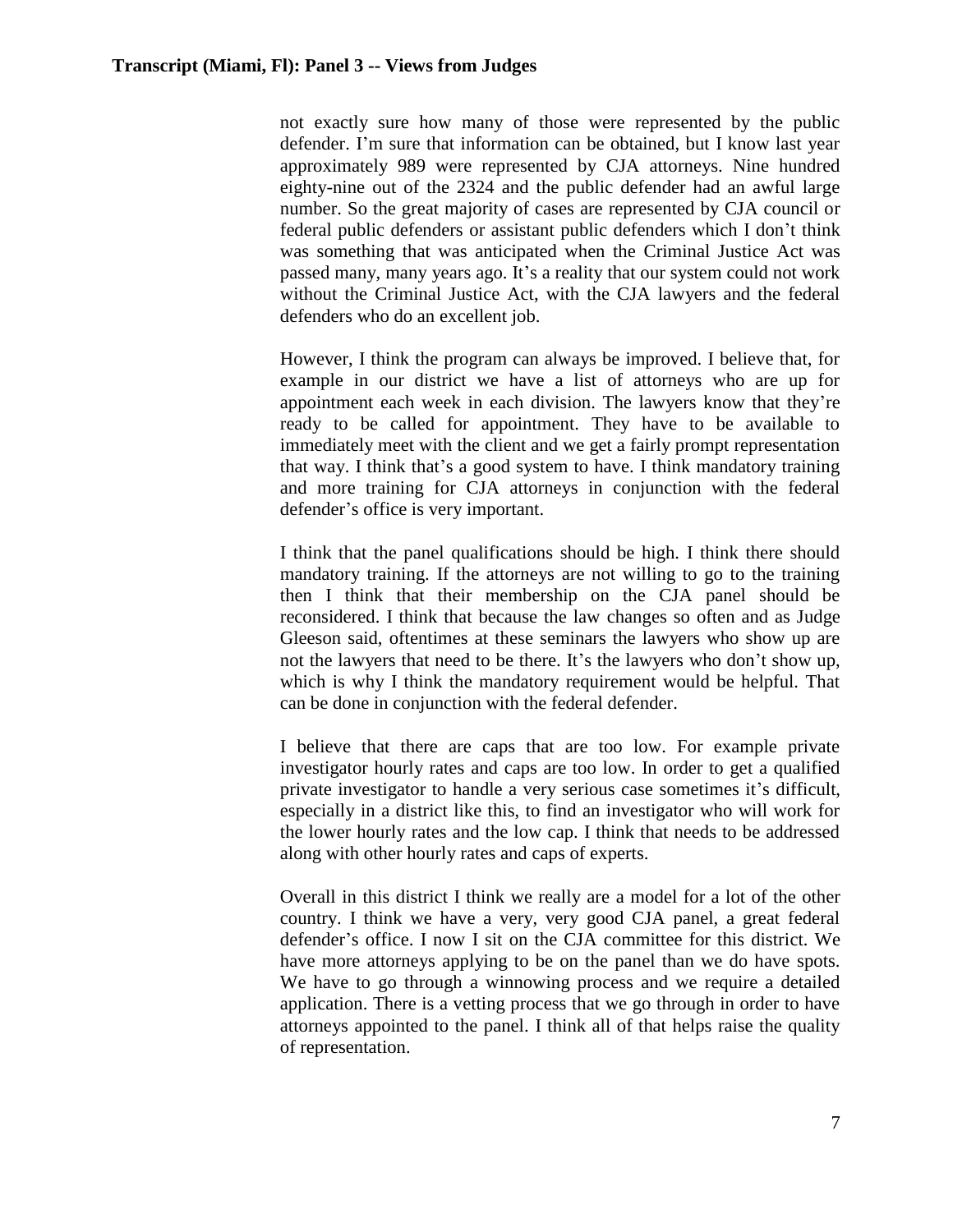not exactly sure how many of those were represented by the public defender. I'm sure that information can be obtained, but I know last year approximately 989 were represented by CJA attorneys. Nine hundred eighty-nine out of the 2324 and the public defender had an awful large number. So the great majority of cases are represented by CJA council or federal public defenders or assistant public defenders which I don't think was something that was anticipated when the Criminal Justice Act was passed many, many years ago. It's a reality that our system could not work without the Criminal Justice Act, with the CJA lawyers and the federal defenders who do an excellent job.

However, I think the program can always be improved. I believe that, for example in our district we have a list of attorneys who are up for appointment each week in each division. The lawyers know that they're ready to be called for appointment. They have to be available to immediately meet with the client and we get a fairly prompt representation that way. I think that's a good system to have. I think mandatory training and more training for CJA attorneys in conjunction with the federal defender's office is very important.

I think that the panel qualifications should be high. I think there should mandatory training. If the attorneys are not willing to go to the training then I think that their membership on the CJA panel should be reconsidered. I think that because the law changes so often and as Judge Gleeson said, oftentimes at these seminars the lawyers who show up are not the lawyers that need to be there. It's the lawyers who don't show up, which is why I think the mandatory requirement would be helpful. That can be done in conjunction with the federal defender.

I believe that there are caps that are too low. For example private investigator hourly rates and caps are too low. In order to get a qualified private investigator to handle a very serious case sometimes it's difficult, especially in a district like this, to find an investigator who will work for the lower hourly rates and the low cap. I think that needs to be addressed along with other hourly rates and caps of experts.

Overall in this district I think we really are a model for a lot of the other country. I think we have a very, very good CJA panel, a great federal defender's office. I now I sit on the CJA committee for this district. We have more attorneys applying to be on the panel than we do have spots. We have to go through a winnowing process and we require a detailed application. There is a vetting process that we go through in order to have attorneys appointed to the panel. I think all of that helps raise the quality of representation.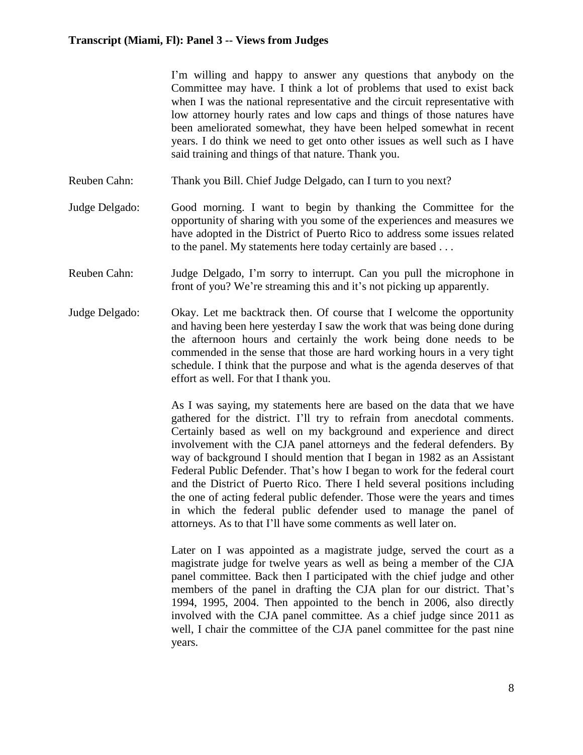I'm willing and happy to answer any questions that anybody on the Committee may have. I think a lot of problems that used to exist back when I was the national representative and the circuit representative with low attorney hourly rates and low caps and things of those natures have been ameliorated somewhat, they have been helped somewhat in recent years. I do think we need to get onto other issues as well such as I have said training and things of that nature. Thank you.

Reuben Cahn: Thank you Bill. Chief Judge Delgado, can I turn to you next?

Judge Delgado: Good morning. I want to begin by thanking the Committee for the opportunity of sharing with you some of the experiences and measures we have adopted in the District of Puerto Rico to address some issues related to the panel. My statements here today certainly are based . . .

Reuben Cahn: Judge Delgado, I'm sorry to interrupt. Can you pull the microphone in front of you? We're streaming this and it's not picking up apparently.

Judge Delgado: Okay. Let me backtrack then. Of course that I welcome the opportunity and having been here yesterday I saw the work that was being done during the afternoon hours and certainly the work being done needs to be commended in the sense that those are hard working hours in a very tight schedule. I think that the purpose and what is the agenda deserves of that effort as well. For that I thank you.

As I was saying, my statements here are based on the data that we have gathered for the district. I'll try to refrain from anecdotal comments. Certainly based as well on my background and experience and direct involvement with the CJA panel attorneys and the federal defenders. By way of background I should mention that I began in 1982 as an Assistant Federal Public Defender. That's how I began to work for the federal court and the District of Puerto Rico. There I held several positions including the one of acting federal public defender. Those were the years and times in which the federal public defender used to manage the panel of attorneys. As to that I'll have some comments as well later on.

Later on I was appointed as a magistrate judge, served the court as a magistrate judge for twelve years as well as being a member of the CJA panel committee. Back then I participated with the chief judge and other members of the panel in drafting the CJA plan for our district. That's 1994, 1995, 2004. Then appointed to the bench in 2006, also directly involved with the CJA panel committee. As a chief judge since 2011 as well, I chair the committee of the CJA panel committee for the past nine years.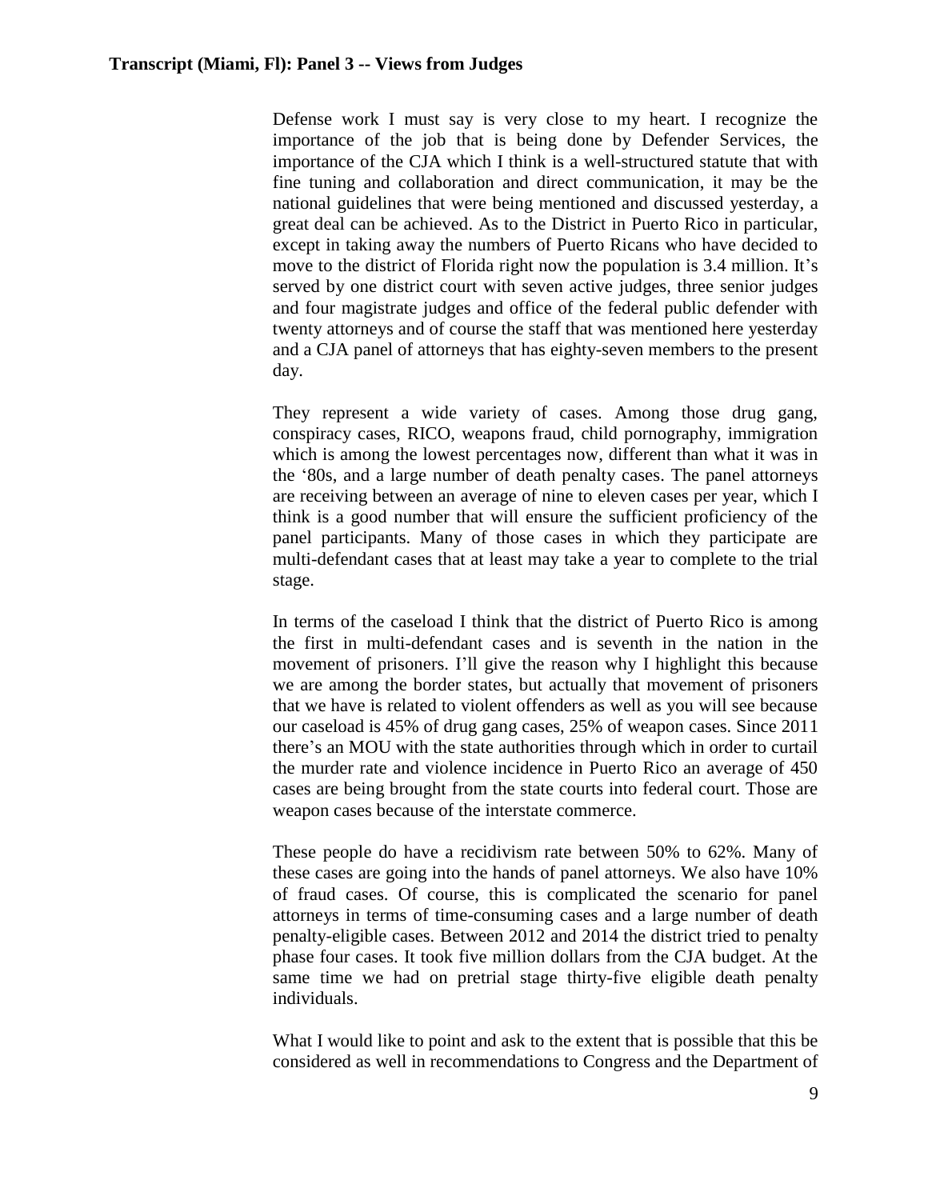Defense work I must say is very close to my heart. I recognize the importance of the job that is being done by Defender Services, the importance of the CJA which I think is a well-structured statute that with fine tuning and collaboration and direct communication, it may be the national guidelines that were being mentioned and discussed yesterday, a great deal can be achieved. As to the District in Puerto Rico in particular, except in taking away the numbers of Puerto Ricans who have decided to move to the district of Florida right now the population is 3.4 million. It's served by one district court with seven active judges, three senior judges and four magistrate judges and office of the federal public defender with twenty attorneys and of course the staff that was mentioned here yesterday and a CJA panel of attorneys that has eighty-seven members to the present day.

They represent a wide variety of cases. Among those drug gang, conspiracy cases, RICO, weapons fraud, child pornography, immigration which is among the lowest percentages now, different than what it was in the '80s, and a large number of death penalty cases. The panel attorneys are receiving between an average of nine to eleven cases per year, which I think is a good number that will ensure the sufficient proficiency of the panel participants. Many of those cases in which they participate are multi-defendant cases that at least may take a year to complete to the trial stage.

In terms of the caseload I think that the district of Puerto Rico is among the first in multi-defendant cases and is seventh in the nation in the movement of prisoners. I'll give the reason why I highlight this because we are among the border states, but actually that movement of prisoners that we have is related to violent offenders as well as you will see because our caseload is 45% of drug gang cases, 25% of weapon cases. Since 2011 there's an MOU with the state authorities through which in order to curtail the murder rate and violence incidence in Puerto Rico an average of 450 cases are being brought from the state courts into federal court. Those are weapon cases because of the interstate commerce.

These people do have a recidivism rate between 50% to 62%. Many of these cases are going into the hands of panel attorneys. We also have 10% of fraud cases. Of course, this is complicated the scenario for panel attorneys in terms of time-consuming cases and a large number of death penalty-eligible cases. Between 2012 and 2014 the district tried to penalty phase four cases. It took five million dollars from the CJA budget. At the same time we had on pretrial stage thirty-five eligible death penalty individuals.

What I would like to point and ask to the extent that is possible that this be considered as well in recommendations to Congress and the Department of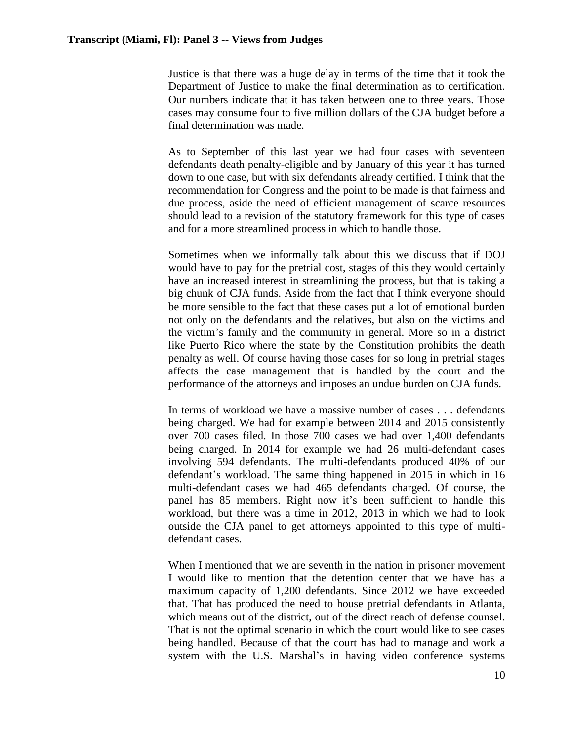Justice is that there was a huge delay in terms of the time that it took the Department of Justice to make the final determination as to certification. Our numbers indicate that it has taken between one to three years. Those cases may consume four to five million dollars of the CJA budget before a final determination was made.

As to September of this last year we had four cases with seventeen defendants death penalty-eligible and by January of this year it has turned down to one case, but with six defendants already certified. I think that the recommendation for Congress and the point to be made is that fairness and due process, aside the need of efficient management of scarce resources should lead to a revision of the statutory framework for this type of cases and for a more streamlined process in which to handle those.

Sometimes when we informally talk about this we discuss that if DOJ would have to pay for the pretrial cost, stages of this they would certainly have an increased interest in streamlining the process, but that is taking a big chunk of CJA funds. Aside from the fact that I think everyone should be more sensible to the fact that these cases put a lot of emotional burden not only on the defendants and the relatives, but also on the victims and the victim's family and the community in general. More so in a district like Puerto Rico where the state by the Constitution prohibits the death penalty as well. Of course having those cases for so long in pretrial stages affects the case management that is handled by the court and the performance of the attorneys and imposes an undue burden on CJA funds.

In terms of workload we have a massive number of cases . . . defendants being charged. We had for example between 2014 and 2015 consistently over 700 cases filed. In those 700 cases we had over 1,400 defendants being charged. In 2014 for example we had 26 multi-defendant cases involving 594 defendants. The multi-defendants produced 40% of our defendant's workload. The same thing happened in 2015 in which in 16 multi-defendant cases we had 465 defendants charged. Of course, the panel has 85 members. Right now it's been sufficient to handle this workload, but there was a time in 2012, 2013 in which we had to look outside the CJA panel to get attorneys appointed to this type of multi-defendant cases.

When I mentioned that we are seventh in the nation in prisoner movement I would like to mention that the detention center that we have has a maximum capacity of 1,200 defendants. Since 2012 we have exceeded that. That has produced the need to house pretrial defendants in Atlanta, which means out of the district, out of the direct reach of defense counsel. That is not the optimal scenario in which the court would like to see cases being handled. Because of that the court has had to manage and work a system with the U.S. Marshal's in having video conference systems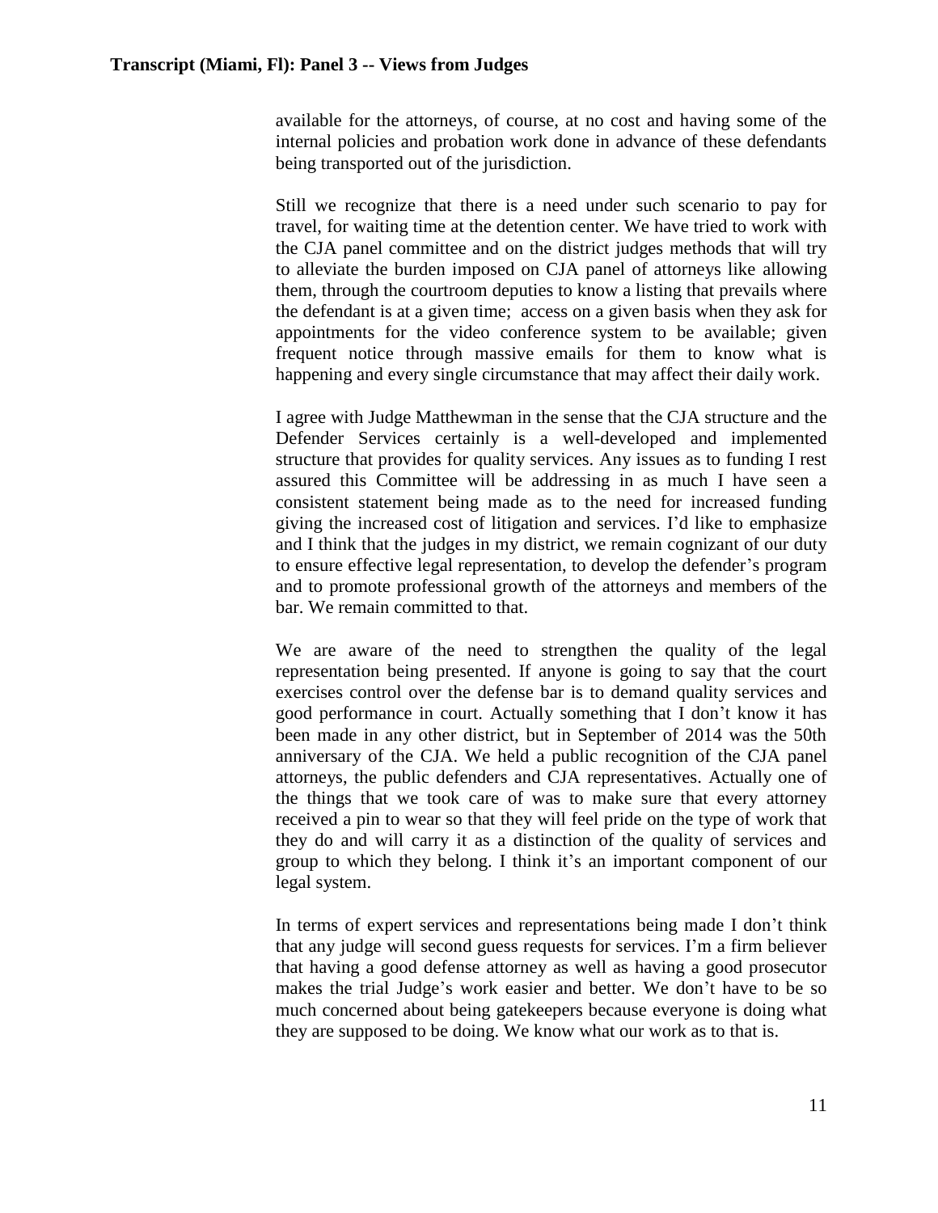available for the attorneys, of course, at no cost and having some of the internal policies and probation work done in advance of these defendants being transported out of the jurisdiction.

Still we recognize that there is a need under such scenario to pay for travel, for waiting time at the detention center. We have tried to work with the CJA panel committee and on the district judges methods that will try to alleviate the burden imposed on CJA panel of attorneys like allowing them, through the courtroom deputies to know a listing that prevails where the defendant is at a given time; access on a given basis when they ask for appointments for the video conference system to be available; given frequent notice through massive emails for them to know what is happening and every single circumstance that may affect their daily work.

I agree with Judge Matthewman in the sense that the CJA structure and the Defender Services certainly is a well-developed and implemented structure that provides for quality services. Any issues as to funding I rest assured this Committee will be addressing in as much I have seen a consistent statement being made as to the need for increased funding giving the increased cost of litigation and services. I'd like to emphasize and I think that the judges in my district, we remain cognizant of our duty to ensure effective legal representation, to develop the defender's program and to promote professional growth of the attorneys and members of the bar. We remain committed to that.

We are aware of the need to strengthen the quality of the legal representation being presented. If anyone is going to say that the court exercises control over the defense bar is to demand quality services and good performance in court. Actually something that I don't know it has been made in any other district, but in September of 2014 was the 50th anniversary of the CJA. We held a public recognition of the CJA panel attorneys, the public defenders and CJA representatives. Actually one of the things that we took care of was to make sure that every attorney received a pin to wear so that they will feel pride on the type of work that they do and will carry it as a distinction of the quality of services and group to which they belong. I think it's an important component of our legal system.

In terms of expert services and representations being made I don't think that any judge will second guess requests for services. I'm a firm believer that having a good defense attorney as well as having a good prosecutor makes the trial Judge's work easier and better. We don't have to be so much concerned about being gatekeepers because everyone is doing what they are supposed to be doing. We know what our work as to that is.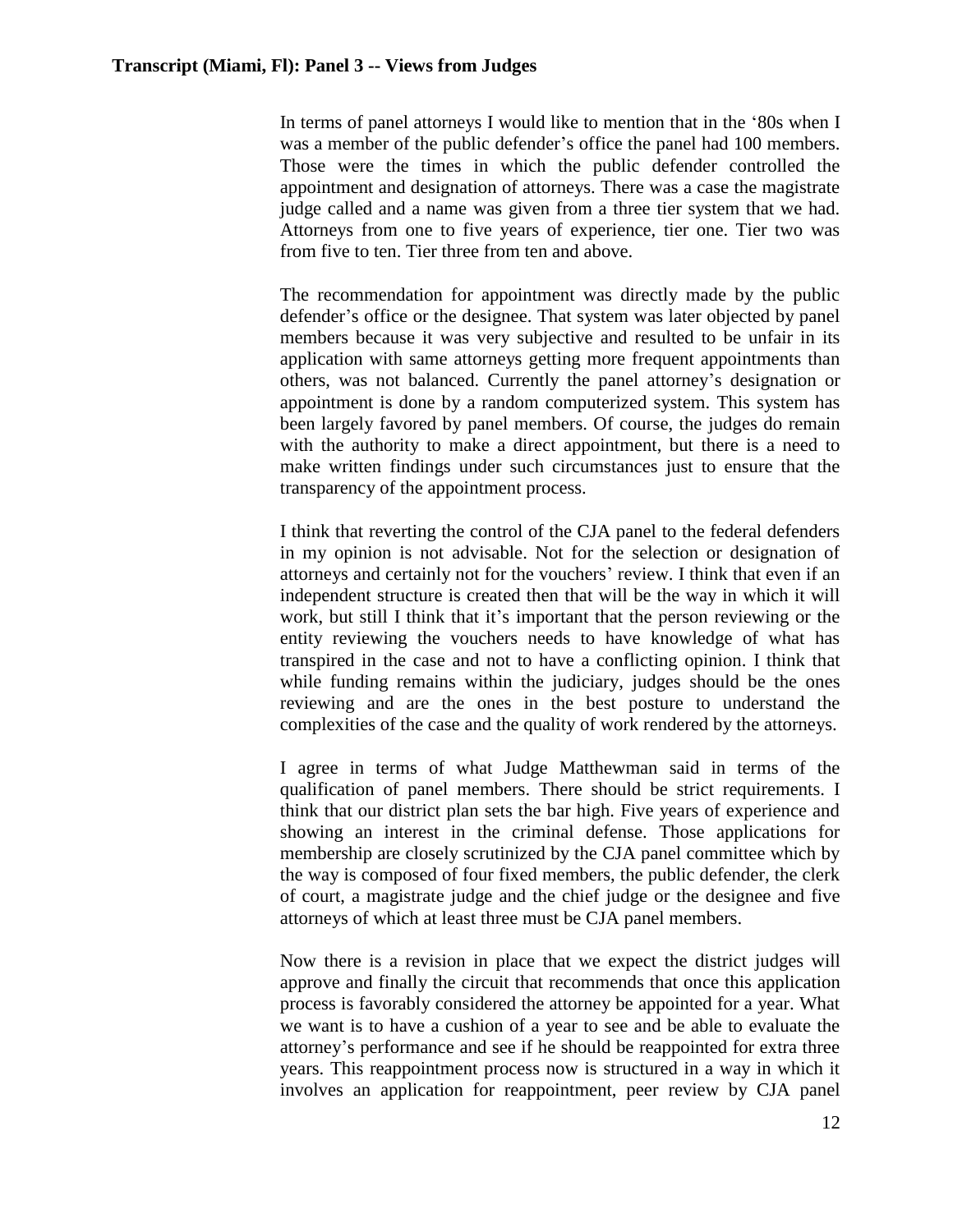In terms of panel attorneys I would like to mention that in the '80s when I was a member of the public defender's office the panel had 100 members. Those were the times in which the public defender controlled the appointment and designation of attorneys. There was a case the magistrate judge called and a name was given from a three tier system that we had. Attorneys from one to five years of experience, tier one. Tier two was from five to ten. Tier three from ten and above.

The recommendation for appointment was directly made by the public defender's office or the designee. That system was later objected by panel members because it was very subjective and resulted to be unfair in its application with same attorneys getting more frequent appointments than others, was not balanced. Currently the panel attorney's designation or appointment is done by a random computerized system. This system has been largely favored by panel members. Of course, the judges do remain with the authority to make a direct appointment, but there is a need to make written findings under such circumstances just to ensure that the transparency of the appointment process.

I think that reverting the control of the CJA panel to the federal defenders in my opinion is not advisable. Not for the selection or designation of attorneys and certainly not for the vouchers' review. I think that even if an independent structure is created then that will be the way in which it will work, but still I think that it's important that the person reviewing or the entity reviewing the vouchers needs to have knowledge of what has transpired in the case and not to have a conflicting opinion. I think that while funding remains within the judiciary, judges should be the ones reviewing and are the ones in the best posture to understand the complexities of the case and the quality of work rendered by the attorneys.

I agree in terms of what Judge Matthewman said in terms of the qualification of panel members. There should be strict requirements. I think that our district plan sets the bar high. Five years of experience and showing an interest in the criminal defense. Those applications for membership are closely scrutinized by the CJA panel committee which by the way is composed of four fixed members, the public defender, the clerk of court, a magistrate judge and the chief judge or the designee and five attorneys of which at least three must be CJA panel members.

Now there is a revision in place that we expect the district judges will approve and finally the circuit that recommends that once this application process is favorably considered the attorney be appointed for a year. What we want is to have a cushion of a year to see and be able to evaluate the attorney's performance and see if he should be reappointed for extra three years. This reappointment process now is structured in a way in which it involves an application for reappointment, peer review by CJA panel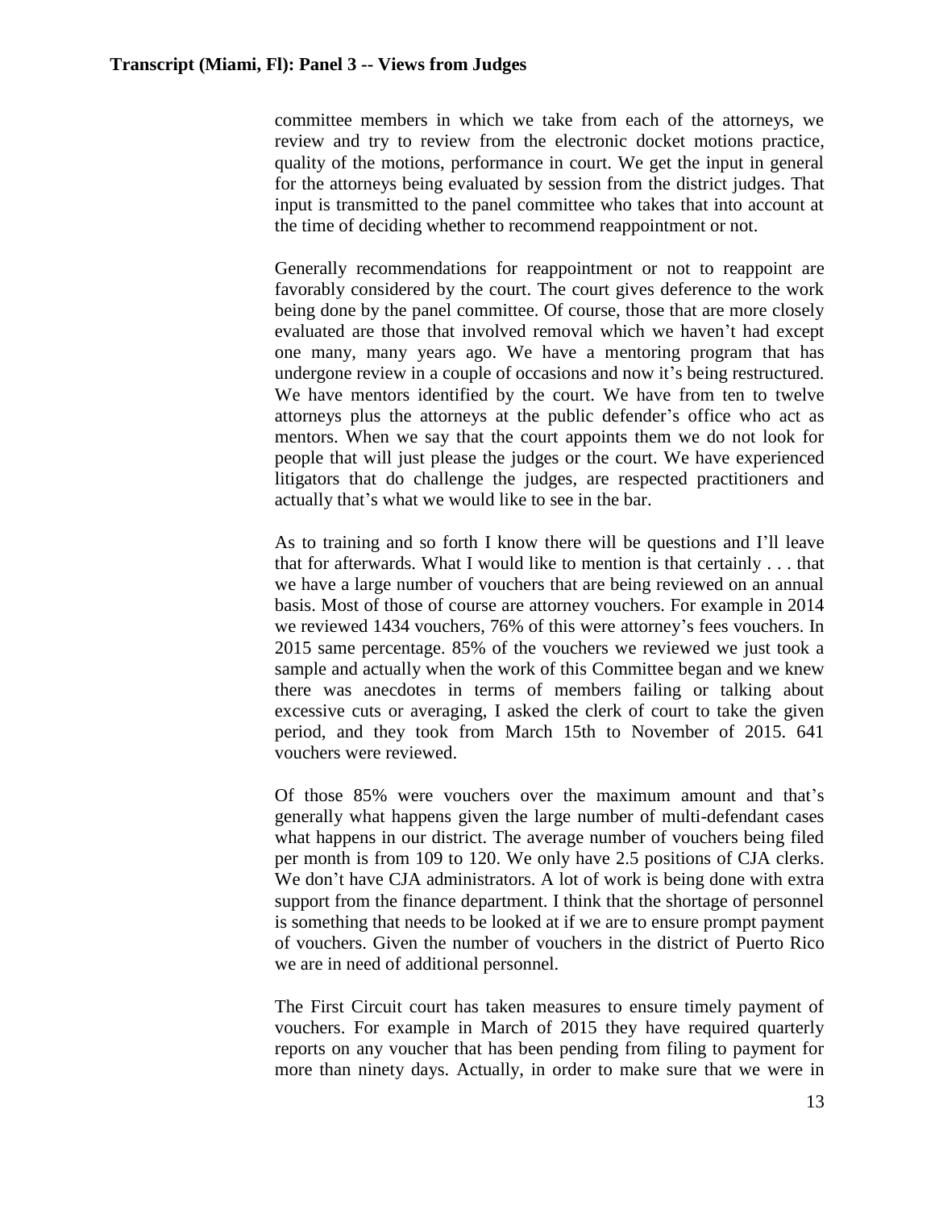committee members in which we take from each of the attorneys, we review and try to review from the electronic docket motions practice, quality of the motions, performance in court. We get the input in general for the attorneys being evaluated by session from the district judges. That input is transmitted to the panel committee who takes that into account at the time of deciding whether to recommend reappointment or not.

Generally recommendations for reappointment or not to reappoint are favorably considered by the court. The court gives deference to the work being done by the panel committee. Of course, those that are more closely evaluated are those that involved removal which we haven't had except one many, many years ago. We have a mentoring program that has undergone review in a couple of occasions and now it's being restructured. We have mentors identified by the court. We have from ten to twelve attorneys plus the attorneys at the public defender's office who act as mentors. When we say that the court appoints them we do not look for people that will just please the judges or the court. We have experienced litigators that do challenge the judges, are respected practitioners and actually that's what we would like to see in the bar.

As to training and so forth I know there will be questions and I'll leave that for afterwards. What I would like to mention is that certainly . . . that we have a large number of vouchers that are being reviewed on an annual basis. Most of those of course are attorney vouchers. For example in 2014 we reviewed 1434 vouchers, 76% of this were attorney's fees vouchers. In 2015 same percentage. 85% of the vouchers we reviewed we just took a sample and actually when the work of this Committee began and we knew there was anecdotes in terms of members failing or talking about excessive cuts or averaging, I asked the clerk of court to take the given period, and they took from March 15th to November of 2015. 641 vouchers were reviewed.

Of those 85% were vouchers over the maximum amount and that's generally what happens given the large number of multi-defendant cases what happens in our district. The average number of vouchers being filed per month is from 109 to 120. We only have 2.5 positions of CJA clerks. We don't have CJA administrators. A lot of work is being done with extra support from the finance department. I think that the shortage of personnel is something that needs to be looked at if we are to ensure prompt payment of vouchers. Given the number of vouchers in the district of Puerto Rico we are in need of additional personnel.

The First Circuit court has taken measures to ensure timely payment of vouchers. For example in March of 2015 they have required quarterly reports on any voucher that has been pending from filing to payment for more than ninety days. Actually, in order to make sure that we were in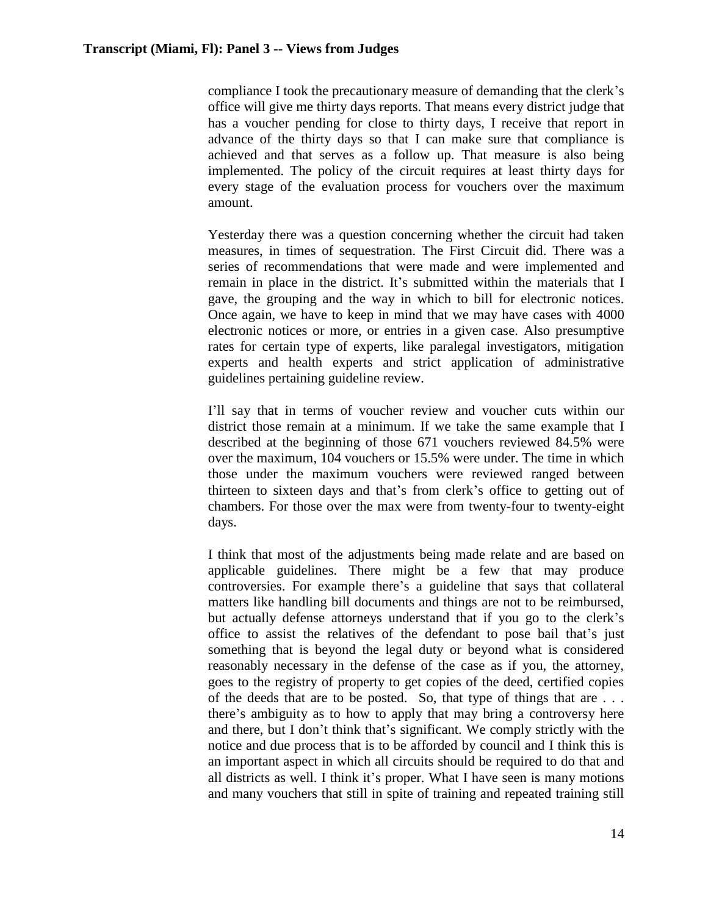compliance I took the precautionary measure of demanding that the clerk's office will give me thirty days reports. That means every district judge that has a voucher pending for close to thirty days, I receive that report in advance of the thirty days so that I can make sure that compliance is achieved and that serves as a follow up. That measure is also being implemented. The policy of the circuit requires at least thirty days for every stage of the evaluation process for vouchers over the maximum amount.

Yesterday there was a question concerning whether the circuit had taken measures, in times of sequestration. The First Circuit did. There was a series of recommendations that were made and were implemented and remain in place in the district. It's submitted within the materials that I gave, the grouping and the way in which to bill for electronic notices. Once again, we have to keep in mind that we may have cases with 4000 electronic notices or more, or entries in a given case. Also presumptive rates for certain type of experts, like paralegal investigators, mitigation experts and health experts and strict application of administrative guidelines pertaining guideline review.

I'll say that in terms of voucher review and voucher cuts within our district those remain at a minimum. If we take the same example that I described at the beginning of those 671 vouchers reviewed 84.5% were over the maximum, 104 vouchers or 15.5% were under. The time in which those under the maximum vouchers were reviewed ranged between thirteen to sixteen days and that's from clerk's office to getting out of chambers. For those over the max were from twenty-four to twenty-eight days.

I think that most of the adjustments being made relate and are based on applicable guidelines. There might be a few that may produce controversies. For example there's a guideline that says that collateral matters like handling bill documents and things are not to be reimbursed, but actually defense attorneys understand that if you go to the clerk's office to assist the relatives of the defendant to pose bail that's just something that is beyond the legal duty or beyond what is considered reasonably necessary in the defense of the case as if you, the attorney, goes to the registry of property to get copies of the deed, certified copies of the deeds that are to be posted. So, that type of things that are . . . there's ambiguity as to how to apply that may bring a controversy here and there, but I don't think that's significant. We comply strictly with the notice and due process that is to be afforded by council and I think this is an important aspect in which all circuits should be required to do that and all districts as well. I think it's proper. What I have seen is many motions and many vouchers that still in spite of training and repeated training still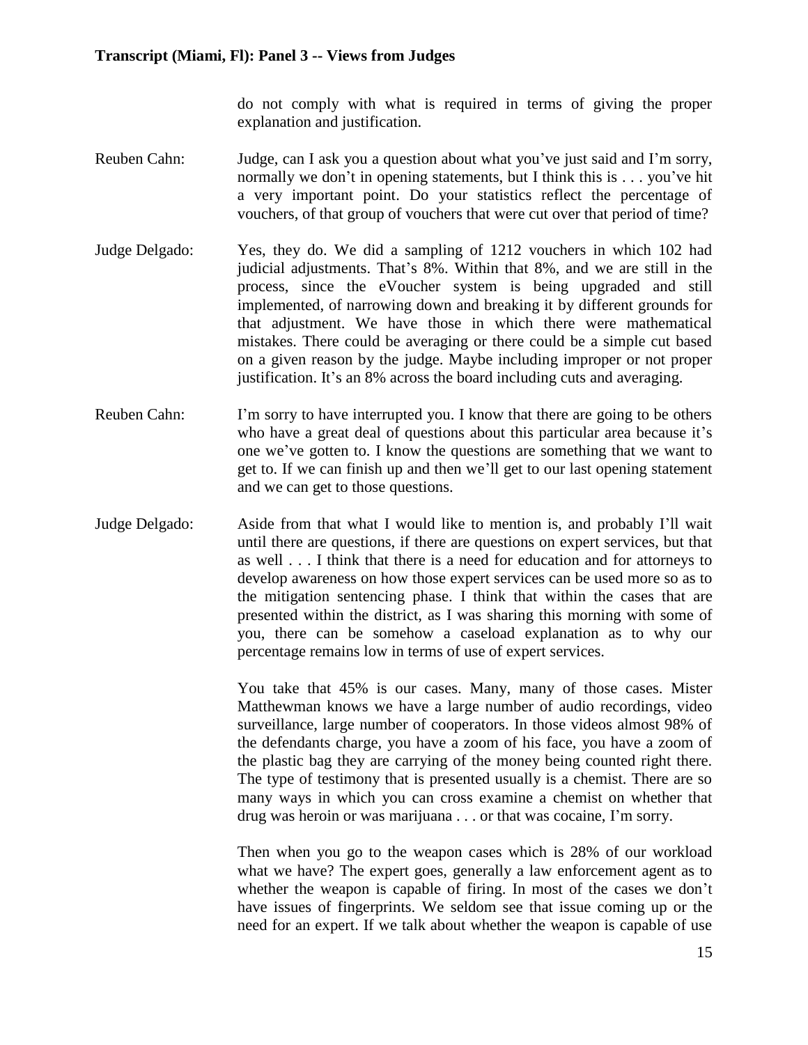do not comply with what is required in terms of giving the proper explanation and justification.

Reuben Cahn: Judge, can I ask you a question about what you've just said and I'm sorry, normally we don't in opening statements, but I think this is . . . you've hit a very important point. Do your statistics reflect the percentage of vouchers, of that group of vouchers that were cut over that period of time?

Judge Delgado: Yes, they do. We did a sampling of 1212 vouchers in which 102 had judicial adjustments. That's 8%. Within that 8%, and we are still in the process, since the eVoucher system is being upgraded and still implemented, of narrowing down and breaking it by different grounds for that adjustment. We have those in which there were mathematical mistakes. There could be averaging or there could be a simple cut based on a given reason by the judge. Maybe including improper or not proper justification. It's an 8% across the board including cuts and averaging.

Reuben Cahn: I'm sorry to have interrupted you. I know that there are going to be others who have a great deal of questions about this particular area because it's one we've gotten to. I know the questions are something that we want to get to. If we can finish up and then we'll get to our last opening statement and we can get to those questions.

Judge Delgado: Aside from that what I would like to mention is, and probably I'll wait until there are questions, if there are questions on expert services, but that as well . . . I think that there is a need for education and for attorneys to develop awareness on how those expert services can be used more so as to the mitigation sentencing phase. I think that within the cases that are presented within the district, as I was sharing this morning with some of you, there can be somehow a caseload explanation as to why our percentage remains low in terms of use of expert services.

You take that 45% is our cases. Many, many of those cases. Mister Matthewman knows we have a large number of audio recordings, video surveillance, large number of cooperators. In those videos almost 98% of the defendants charge, you have a zoom of his face, you have a zoom of the plastic bag they are carrying of the money being counted right there. The type of testimony that is presented usually is a chemist. There are so many ways in which you can cross examine a chemist on whether that drug was heroin or was marijuana . . . or that was cocaine, I'm sorry.

Then when you go to the weapon cases which is 28% of our workload what we have? The expert goes, generally a law enforcement agent as to whether the weapon is capable of firing. In most of the cases we don't have issues of fingerprints. We seldom see that issue coming up or the need for an expert. If we talk about whether the weapon is capable of use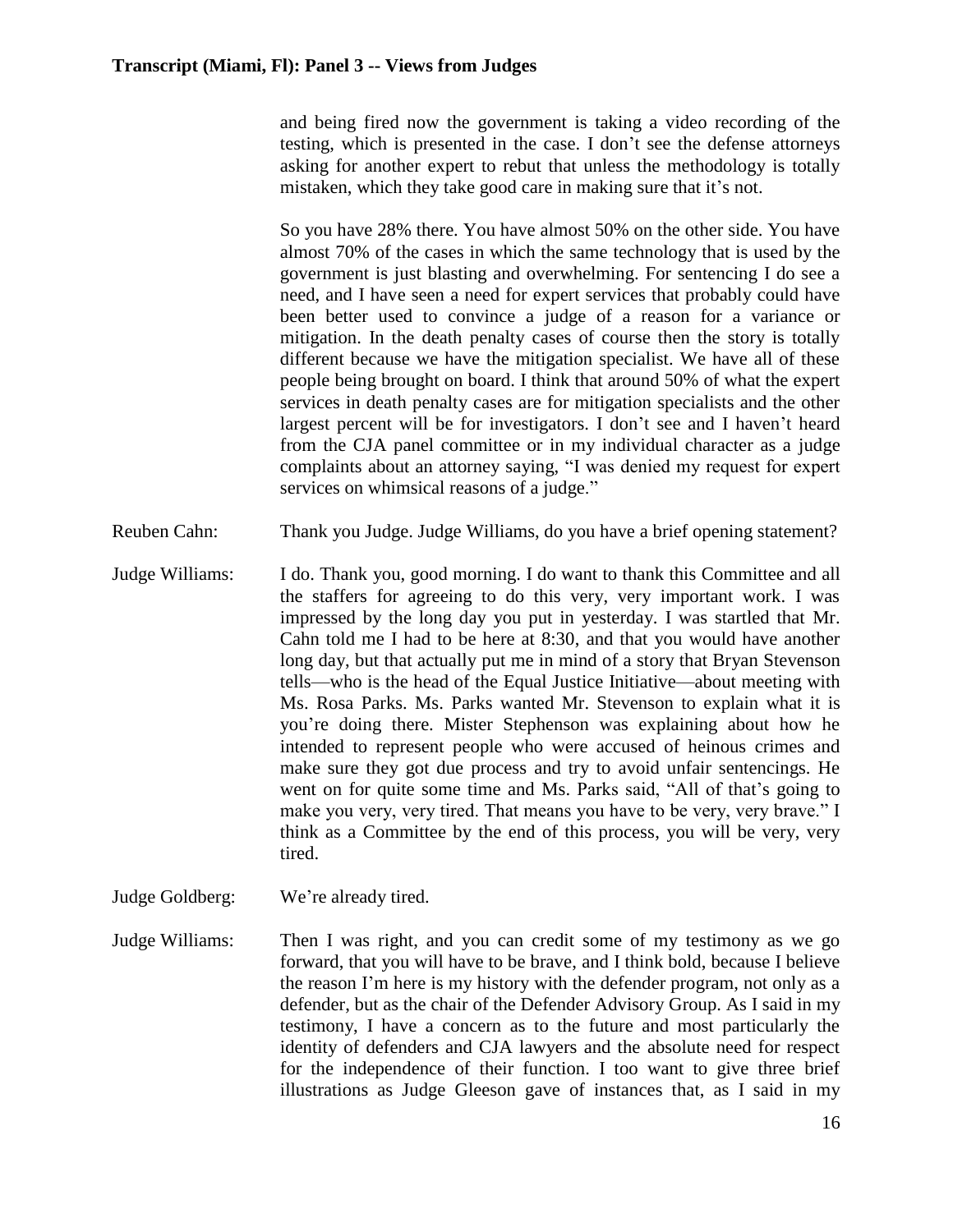and being fired now the government is taking a video recording of the testing, which is presented in the case. I don't see the defense attorneys asking for another expert to rebut that unless the methodology is totally mistaken, which they take good care in making sure that it's not.

So you have 28% there. You have almost 50% on the other side. You have almost 70% of the cases in which the same technology that is used by the government is just blasting and overwhelming. For sentencing I do see a need, and I have seen a need for expert services that probably could have been better used to convince a judge of a reason for a variance or mitigation. In the death penalty cases of course then the story is totally different because we have the mitigation specialist. We have all of these people being brought on board. I think that around 50% of what the expert services in death penalty cases are for mitigation specialists and the other largest percent will be for investigators. I don't see and I haven't heard from the CJA panel committee or in my individual character as a judge complaints about an attorney saying, "I was denied my request for expert services on whimsical reasons of a judge."

Reuben Cahn: Thank you Judge. Judge Williams, do you have a brief opening statement?

Judge Williams: I do. Thank you, good morning. I do want to thank this Committee and all the staffers for agreeing to do this very, very important work. I was impressed by the long day you put in yesterday. I was startled that Mr. Cahn told me I had to be here at 8:30, and that you would have another long day, but that actually put me in mind of a story that Bryan Stevenson tells—who is the head of the Equal Justice Initiative—about meeting with Ms. Rosa Parks. Ms. Parks wanted Mr. Stevenson to explain what it is you're doing there. Mister Stephenson was explaining about how he intended to represent people who were accused of heinous crimes and make sure they got due process and try to avoid unfair sentencings. He went on for quite some time and Ms. Parks said, "All of that's going to make you very, very tired. That means you have to be very, very brave." I think as a Committee by the end of this process, you will be very, very tired.

Judge Goldberg: We're already tired.

Judge Williams: Then I was right, and you can credit some of my testimony as we go forward, that you will have to be brave, and I think bold, because I believe the reason I'm here is my history with the defender program, not only as a defender, but as the chair of the Defender Advisory Group. As I said in my testimony, I have a concern as to the future and most particularly the identity of defenders and CJA lawyers and the absolute need for respect for the independence of their function. I too want to give three brief illustrations as Judge Gleeson gave of instances that, as I said in my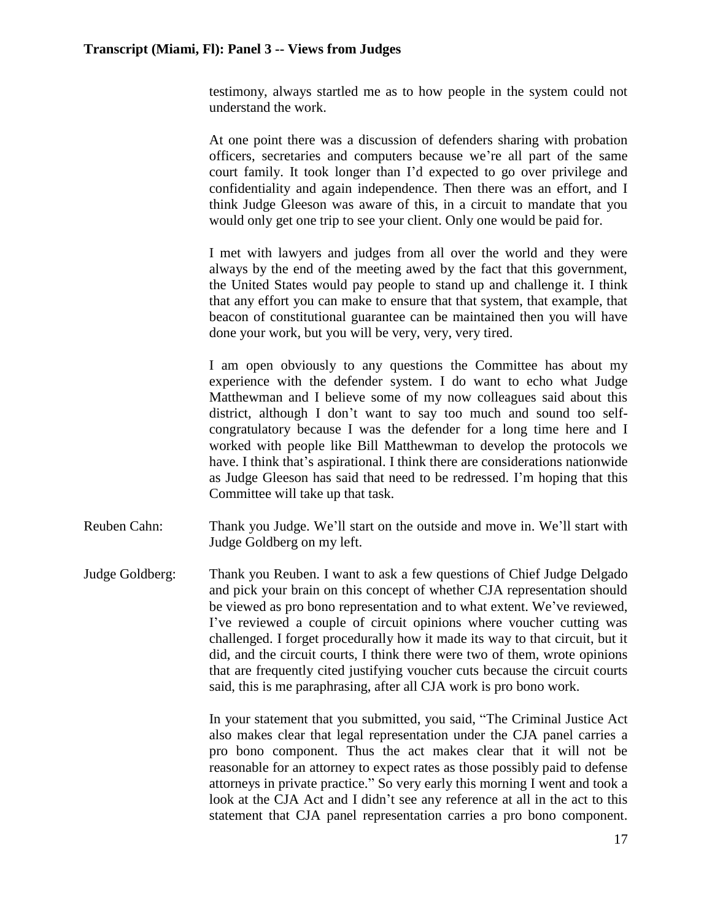testimony, always startled me as to how people in the system could not understand the work.

At one point there was a discussion of defenders sharing with probation officers, secretaries and computers because we're all part of the same court family. It took longer than I'd expected to go over privilege and confidentiality and again independence. Then there was an effort, and I think Judge Gleeson was aware of this, in a circuit to mandate that you would only get one trip to see your client. Only one would be paid for.

I met with lawyers and judges from all over the world and they were always by the end of the meeting awed by the fact that this government, the United States would pay people to stand up and challenge it. I think that any effort you can make to ensure that that system, that example, that beacon of constitutional guarantee can be maintained then you will have done your work, but you will be very, very, very tired.

I am open obviously to any questions the Committee has about my experience with the defender system. I do want to echo what Judge Matthewman and I believe some of my now colleagues said about this district, although I don't want to say too much and sound too self-congratulatory because I was the defender for a long time here and I worked with people like Bill Matthewman to develop the protocols we have. I think that's aspirational. I think there are considerations nationwide as Judge Gleeson has said that need to be redressed. I'm hoping that this Committee will take up that task.

Reuben Cahn: Thank you Judge. We'll start on the outside and move in. We'll start with Judge Goldberg on my left.

Judge Goldberg: Thank you Reuben. I want to ask a few questions of Chief Judge Delgado and pick your brain on this concept of whether CJA representation should be viewed as pro bono representation and to what extent. We've reviewed, I've reviewed a couple of circuit opinions where voucher cutting was challenged. I forget procedurally how it made its way to that circuit, but it did, and the circuit courts, I think there were two of them, wrote opinions that are frequently cited justifying voucher cuts because the circuit courts said, this is me paraphrasing, after all CJA work is pro bono work.

In your statement that you submitted, you said, "The Criminal Justice Act also makes clear that legal representation under the CJA panel carries a pro bono component. Thus the act makes clear that it will not be reasonable for an attorney to expect rates as those possibly paid to defense attorneys in private practice." So very early this morning I went and took a look at the CJA Act and I didn't see any reference at all in the act to this statement that CJA panel representation carries a pro bono component.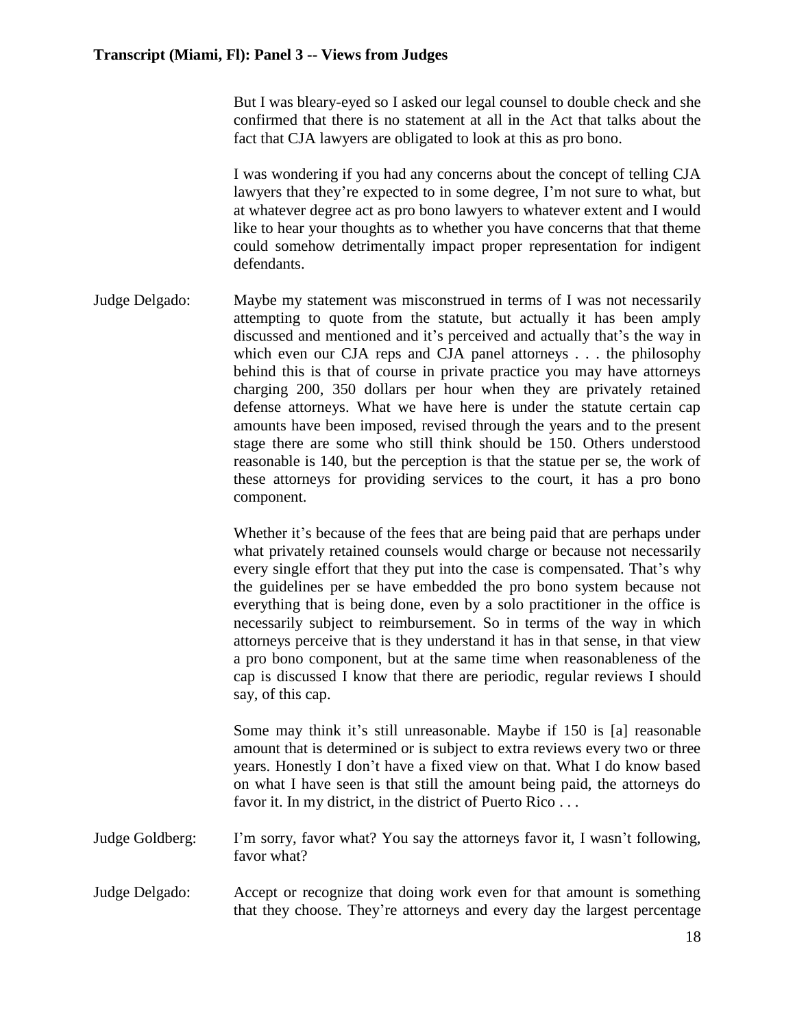But I was bleary-eyed so I asked our legal counsel to double check and she confirmed that there is no statement at all in the Act that talks about the fact that CJA lawyers are obligated to look at this as pro bono.

I was wondering if you had any concerns about the concept of telling CJA lawyers that they're expected to in some degree, I'm not sure to what, but at whatever degree act as pro bono lawyers to whatever extent and I would like to hear your thoughts as to whether you have concerns that that theme could somehow detrimentally impact proper representation for indigent defendants.

Judge Delgado: Maybe my statement was misconstrued in terms of I was not necessarily attempting to quote from the statute, but actually it has been amply discussed and mentioned and it's perceived and actually that's the way in which even our CJA reps and CJA panel attorneys . . . the philosophy behind this is that of course in private practice you may have attorneys charging 200, 350 dollars per hour when they are privately retained defense attorneys. What we have here is under the statute certain cap amounts have been imposed, revised through the years and to the present stage there are some who still think should be 150. Others understood reasonable is 140, but the perception is that the statue per se, the work of these attorneys for providing services to the court, it has a pro bono component.

Whether it's because of the fees that are being paid that are perhaps under what privately retained counsels would charge or because not necessarily every single effort that they put into the case is compensated. That's why the guidelines per se have embedded the pro bono system because not everything that is being done, even by a solo practitioner in the office is necessarily subject to reimbursement. So in terms of the way in which attorneys perceive that is they understand it has in that sense, in that view a pro bono component, but at the same time when reasonableness of the cap is discussed I know that there are periodic, regular reviews I should say, of this cap.

Some may think it's still unreasonable. Maybe if 150 is [a] reasonable amount that is determined or is subject to extra reviews every two or three years. Honestly I don't have a fixed view on that. What I do know based on what I have seen is that still the amount being paid, the attorneys do favor it. In my district, in the district of Puerto Rico . . .

Judge Goldberg: I'm sorry, favor what? You say the attorneys favor it, I wasn't following, favor what?

Judge Delgado: Accept or recognize that doing work even for that amount is something that they choose. They're attorneys and every day the largest percentage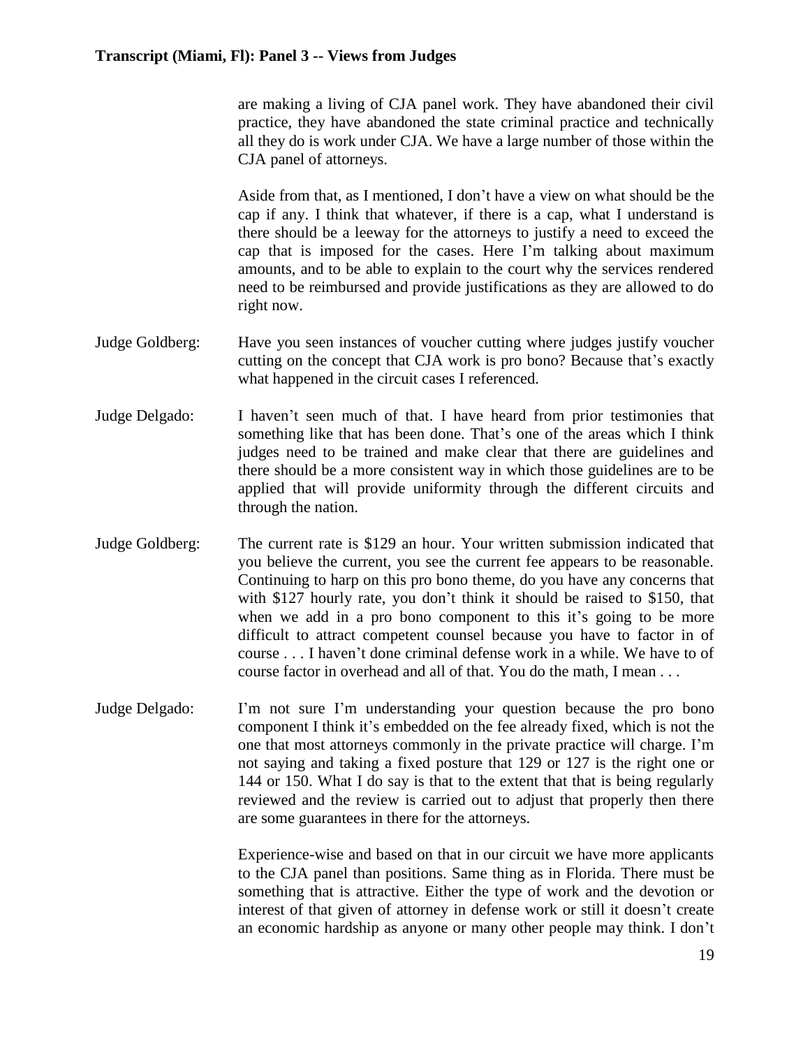are making a living of CJA panel work. They have abandoned their civil practice, they have abandoned the state criminal practice and technically all they do is work under CJA. We have a large number of those within the CJA panel of attorneys.

Aside from that, as I mentioned, I don't have a view on what should be the cap if any. I think that whatever, if there is a cap, what I understand is there should be a leeway for the attorneys to justify a need to exceed the cap that is imposed for the cases. Here I'm talking about maximum amounts, and to be able to explain to the court why the services rendered need to be reimbursed and provide justifications as they are allowed to do right now.

Judge Goldberg: Have you seen instances of voucher cutting where judges justify voucher cutting on the concept that CJA work is pro bono? Because that's exactly what happened in the circuit cases I referenced.

Judge Delgado: I haven't seen much of that. I have heard from prior testimonies that something like that has been done. That's one of the areas which I think judges need to be trained and make clear that there are guidelines and there should be a more consistent way in which those guidelines are to be applied that will provide uniformity through the different circuits and through the nation.

Judge Goldberg: The current rate is $129 an hour. Your written submission indicated that you believe the current, you see the current fee appears to be reasonable. Continuing to harp on this pro bono theme, do you have any concerns that with $127 hourly rate, you don't think it should be raised to $150, that when we add in a pro bono component to this it's going to be more difficult to attract competent counsel because you have to factor in of course . . . I haven't done criminal defense work in a while. We have to of course factor in overhead and all of that. You do the math, I mean . . .

Judge Delgado: I'm not sure I'm understanding your question because the pro bono component I think it's embedded on the fee already fixed, which is not the one that most attorneys commonly in the private practice will charge. I'm not saying and taking a fixed posture that 129 or 127 is the right one or 144 or 150. What I do say is that to the extent that that is being regularly reviewed and the review is carried out to adjust that properly then there are some guarantees in there for the attorneys.

Experience-wise and based on that in our circuit we have more applicants to the CJA panel than positions. Same thing as in Florida. There must be something that is attractive. Either the type of work and the devotion or interest of that given of attorney in defense work or still it doesn't create an economic hardship as anyone or many other people may think. I don't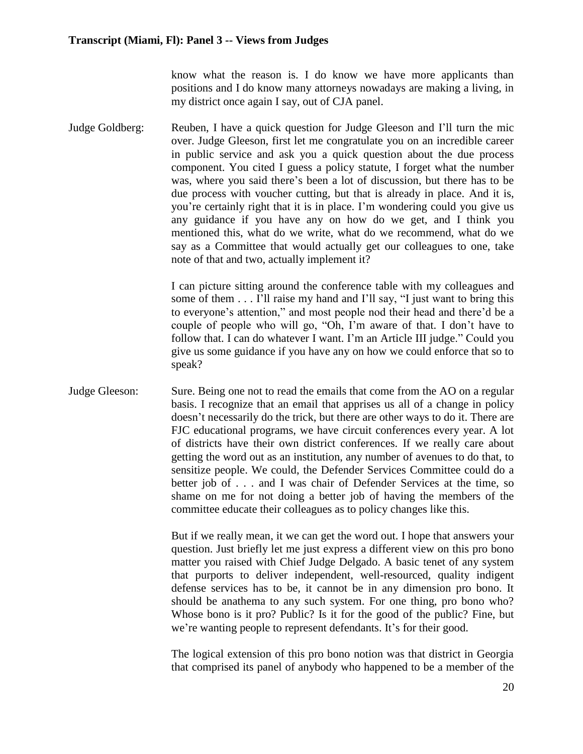know what the reason is. I do know we have more applicants than positions and I do know many attorneys nowadays are making a living, in my district once again I say, out of CJA panel.

**Judge Goldberg:** Reuben, I have a quick question for Judge Gleeson and I'll turn the mic over. Judge Gleeson, first let me congratulate you on an incredible career in public service and ask you a quick question about the due process component. You cited I guess a policy statute, I forget what the number was, where you said there's been a lot of discussion, but there has to be due process with voucher cutting, but that is already in place. And it is, you're certainly right that it is in place. I'm wondering could you give us any guidance if you have any on how do we get, and I think you mentioned this, what do we write, what do we recommend, what do we say as a Committee that would actually get our colleagues to one, take note of that and two, actually implement it?

I can picture sitting around the conference table with my colleagues and some of them . . . I'll raise my hand and I'll say, "I just want to bring this to everyone's attention," and most people nod their head and there'd be a couple of people who will go, "Oh, I'm aware of that. I don't have to follow that. I can do whatever I want. I'm an Article III judge." Could you give us some guidance if you have any on how we could enforce that so to speak?

**Judge Gleeson:** Sure. Being one not to read the emails that come from the AO on a regular basis. I recognize that an email that apprises us all of a change in policy doesn't necessarily do the trick, but there are other ways to do it. There are FJC educational programs, we have circuit conferences every year. A lot of districts have their own district conferences. If we really care about getting the word out as an institution, any number of avenues to do that, to sensitize people. We could, the Defender Services Committee could do a better job of . . . and I was chair of Defender Services at the time, so shame on me for not doing a better job of having the members of the committee educate their colleagues as to policy changes like this.

But if we really mean, it we can get the word out. I hope that answers your question. Just briefly let me just express a different view on this pro bono matter you raised with Chief Judge Delgado. A basic tenet of any system that purports to deliver independent, well-resourced, quality indigent defense services has to be, it cannot be in any dimension pro bono. It should be anathema to any such system. For one thing, pro bono who? Whose bono is it pro? Public? Is it for the good of the public? Fine, but we're wanting people to represent defendants. It's for their good.

The logical extension of this pro bono notion was that district in Georgia that comprised its panel of anybody who happened to be a member of the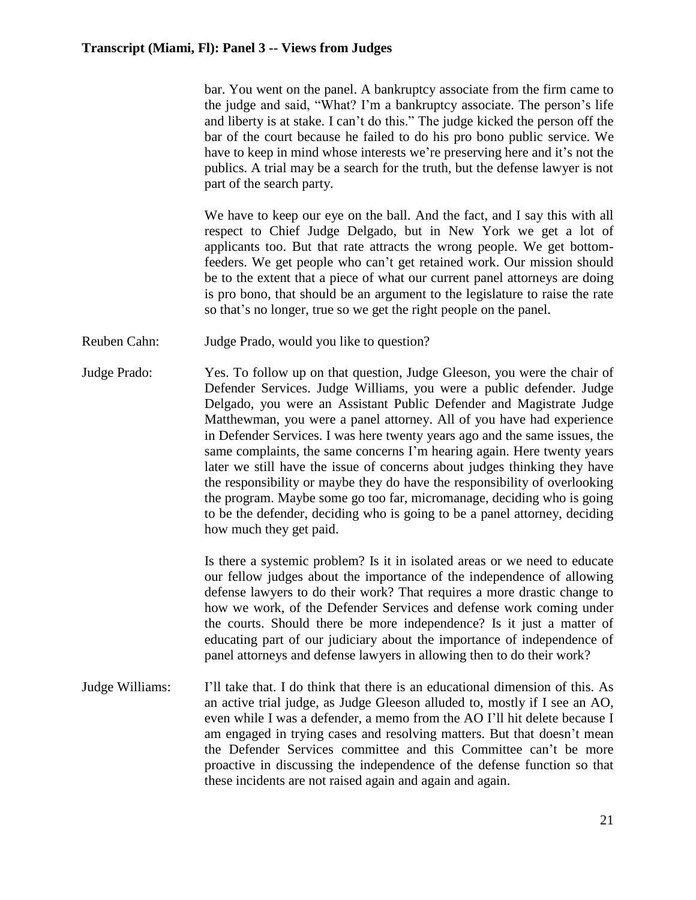bar. You went on the panel. A bankruptcy associate from the firm came to the judge and said, "What? I'm a bankruptcy associate. The person's life and liberty is at stake. I can't do this." The judge kicked the person off the bar of the court because he failed to do his pro bono public service. We have to keep in mind whose interests we're preserving here and it's not the publics. A trial may be a search for the truth, but the defense lawyer is not part of the search party.

We have to keep our eye on the ball. And the fact, and I say this with all respect to Chief Judge Delgado, but in New York we get a lot of applicants too. But that rate attracts the wrong people. We get bottom-feeders. We get people who can't get retained work. Our mission should be to the extent that a piece of what our current panel attorneys are doing is pro bono, that should be an argument to the legislature to raise the rate so that's no longer, true so we get the right people on the panel.

Reuben Cahn: Judge Prado, would you like to question?

Judge Prado: Yes. To follow up on that question, Judge Gleeson, you were the chair of Defender Services. Judge Williams, you were a public defender. Judge Delgado, you were an Assistant Public Defender and Magistrate Judge Matthewman, you were a panel attorney. All of you have had experience in Defender Services. I was here twenty years ago and the same issues, the same complaints, the same concerns I'm hearing again. Here twenty years later we still have the issue of concerns about judges thinking they have the responsibility or maybe they do have the responsibility of overlooking the program. Maybe some go too far, micromanage, deciding who is going to be the defender, deciding who is going to be a panel attorney, deciding how much they get paid.

Is there a systemic problem? Is it in isolated areas or we need to educate our fellow judges about the importance of the independence of allowing defense lawyers to do their work? That requires a more drastic change to how we work, of the Defender Services and defense work coming under the courts. Should there be more independence? Is it just a matter of educating part of our judiciary about the importance of independence of panel attorneys and defense lawyers in allowing then to do their work?

Judge Williams: I'll take that. I do think that there is an educational dimension of this. As an active trial judge, as Judge Gleeson alluded to, mostly if I see an AO, even while I was a defender, a memo from the AO I'll hit delete because I am engaged in trying cases and resolving matters. But that doesn't mean the Defender Services committee and this Committee can't be more proactive in discussing the independence of the defense function so that these incidents are not raised again and again and again.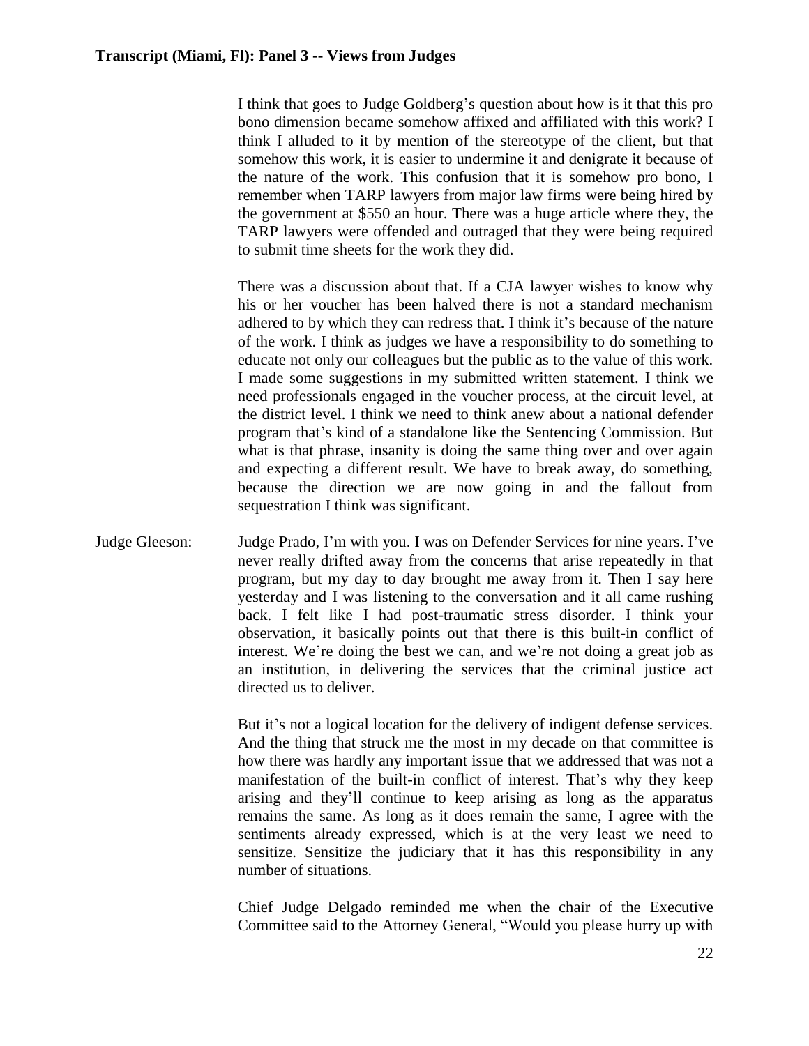I think that goes to Judge Goldberg's question about how is it that this pro bono dimension became somehow affixed and affiliated with this work? I think I alluded to it by mention of the stereotype of the client, but that somehow this work, it is easier to undermine it and denigrate it because of the nature of the work. This confusion that it is somehow pro bono, I remember when TARP lawyers from major law firms were being hired by the government at $550 an hour. There was a huge article where they, the TARP lawyers were offended and outraged that they were being required to submit time sheets for the work they did.

There was a discussion about that. If a CJA lawyer wishes to know why his or her voucher has been halved there is not a standard mechanism adhered to by which they can redress that. I think it's because of the nature of the work. I think as judges we have a responsibility to do something to educate not only our colleagues but the public as to the value of this work. I made some suggestions in my submitted written statement. I think we need professionals engaged in the voucher process, at the circuit level, at the district level. I think we need to think anew about a national defender program that's kind of a standalone like the Sentencing Commission. But what is that phrase, insanity is doing the same thing over and over again and expecting a different result. We have to break away, do something, because the direction we are now going in and the fallout from sequestration I think was significant.

Judge Gleeson: Judge Prado, I'm with you. I was on Defender Services for nine years. I've never really drifted away from the concerns that arise repeatedly in that program, but my day to day brought me away from it. Then I say here yesterday and I was listening to the conversation and it all came rushing back. I felt like I had post-traumatic stress disorder. I think your observation, it basically points out that there is this built-in conflict of interest. We're doing the best we can, and we're not doing a great job as an institution, in delivering the services that the criminal justice act directed us to deliver.

But it's not a logical location for the delivery of indigent defense services. And the thing that struck me the most in my decade on that committee is how there was hardly any important issue that we addressed that was not a manifestation of the built-in conflict of interest. That's why they keep arising and they'll continue to keep arising as long as the apparatus remains the same. As long as it does remain the same, I agree with the sentiments already expressed, which is at the very least we need to sensitize. Sensitize the judiciary that it has this responsibility in any number of situations.

Chief Judge Delgado reminded me when the chair of the Executive Committee said to the Attorney General, "Would you please hurry up with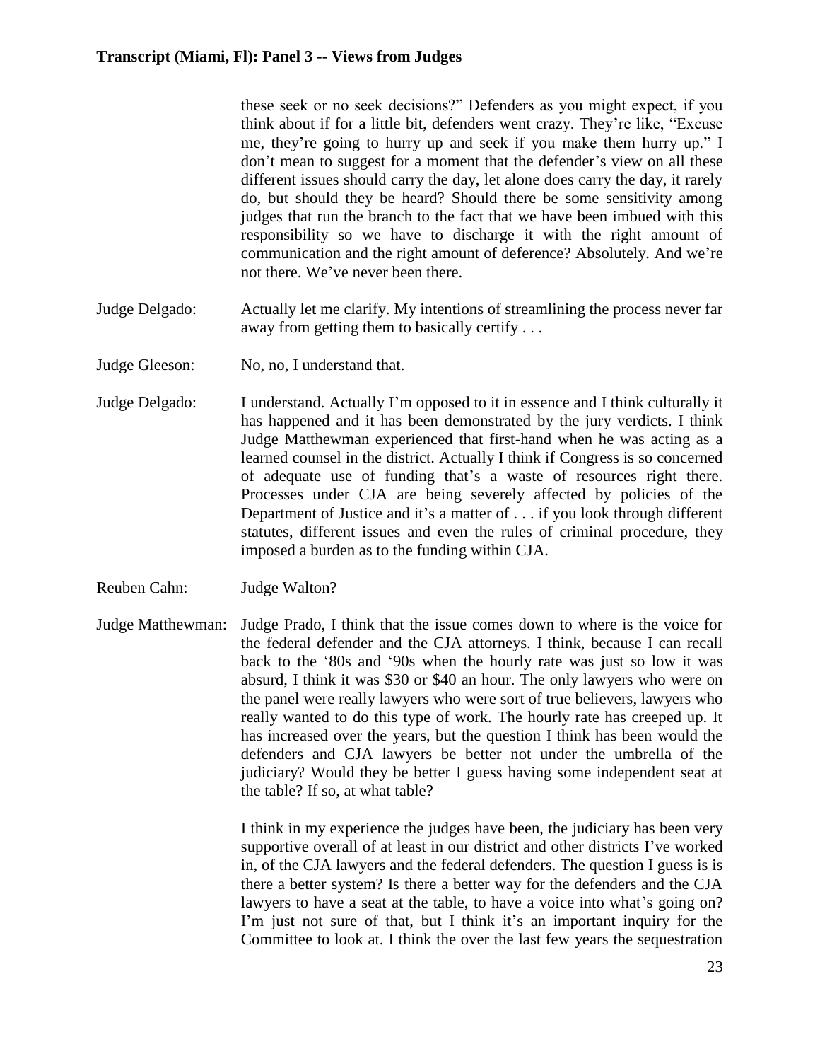these seek or no seek decisions?" Defenders as you might expect, if you think about if for a little bit, defenders went crazy. They're like, "Excuse me, they're going to hurry up and seek if you make them hurry up." I don't mean to suggest for a moment that the defender's view on all these different issues should carry the day, let alone does carry the day, it rarely do, but should they be heard? Should there be some sensitivity among judges that run the branch to the fact that we have been imbued with this responsibility so we have to discharge it with the right amount of communication and the right amount of deference? Absolutely. And we're not there. We've never been there.

Judge Delgado: Actually let me clarify. My intentions of streamlining the process never far away from getting them to basically certify . . .

Judge Gleeson: No, no, I understand that.

Judge Delgado: I understand. Actually I'm opposed to it in essence and I think culturally it has happened and it has been demonstrated by the jury verdicts. I think Judge Matthewman experienced that first-hand when he was acting as a learned counsel in the district. Actually I think if Congress is so concerned of adequate use of funding that's a waste of resources right there. Processes under CJA are being severely affected by policies of the Department of Justice and it's a matter of . . . if you look through different statutes, different issues and even the rules of criminal procedure, they imposed a burden as to the funding within CJA.

Reuben Cahn: Judge Walton?

Judge Matthewman: Judge Prado, I think that the issue comes down to where is the voice for the federal defender and the CJA attorneys. I think, because I can recall back to the '80s and '90s when the hourly rate was just so low it was absurd, I think it was $30 or $40 an hour. The only lawyers who were on the panel were really lawyers who were sort of true believers, lawyers who really wanted to do this type of work. The hourly rate has creeped up. It has increased over the years, but the question I think has been would the defenders and CJA lawyers be better not under the umbrella of the judiciary? Would they be better I guess having some independent seat at the table? If so, at what table?

I think in my experience the judges have been, the judiciary has been very supportive overall of at least in our district and other districts I've worked in, of the CJA lawyers and the federal defenders. The question I guess is is there a better system? Is there a better way for the defenders and the CJA lawyers to have a seat at the table, to have a voice into what's going on? I'm just not sure of that, but I think it's an important inquiry for the Committee to look at. I think the over the last few years the sequestration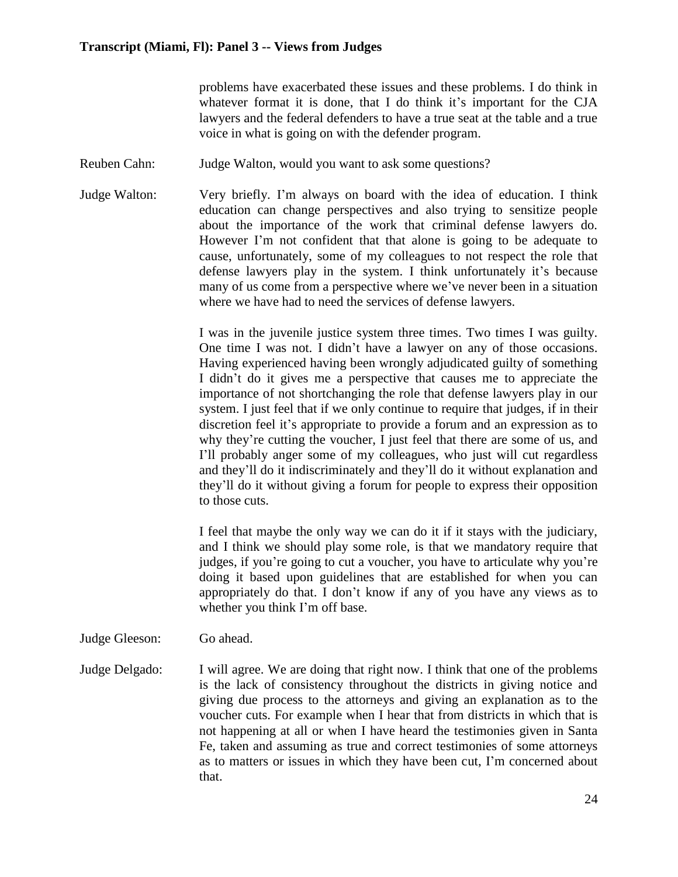problems have exacerbated these issues and these problems. I do think in whatever format it is done, that I do think it's important for the CJA lawyers and the federal defenders to have a true seat at the table and a true voice in what is going on with the defender program.

Reuben Cahn: Judge Walton, would you want to ask some questions?

Judge Walton: Very briefly. I'm always on board with the idea of education. I think education can change perspectives and also trying to sensitize people about the importance of the work that criminal defense lawyers do. However I'm not confident that that alone is going to be adequate to cause, unfortunately, some of my colleagues to not respect the role that defense lawyers play in the system. I think unfortunately it's because many of us come from a perspective where we've never been in a situation where we have had to need the services of defense lawyers.

I was in the juvenile justice system three times. Two times I was guilty. One time I was not. I didn't have a lawyer on any of those occasions. Having experienced having been wrongly adjudicated guilty of something I didn't do it gives me a perspective that causes me to appreciate the importance of not shortchanging the role that defense lawyers play in our system. I just feel that if we only continue to require that judges, if in their discretion feel it's appropriate to provide a forum and an expression as to why they're cutting the voucher, I just feel that there are some of us, and I'll probably anger some of my colleagues, who just will cut regardless and they'll do it indiscriminately and they'll do it without explanation and they'll do it without giving a forum for people to express their opposition to those cuts.

I feel that maybe the only way we can do it if it stays with the judiciary, and I think we should play some role, is that we mandatory require that judges, if you're going to cut a voucher, you have to articulate why you're doing it based upon guidelines that are established for when you can appropriately do that. I don't know if any of you have any views as to whether you think I'm off base.

Judge Gleeson: Go ahead.

Judge Delgado: I will agree. We are doing that right now. I think that one of the problems is the lack of consistency throughout the districts in giving notice and giving due process to the attorneys and giving an explanation as to the voucher cuts. For example when I hear that from districts in which that is not happening at all or when I have heard the testimonies given in Santa Fe, taken and assuming as true and correct testimonies of some attorneys as to matters or issues in which they have been cut, I'm concerned about that.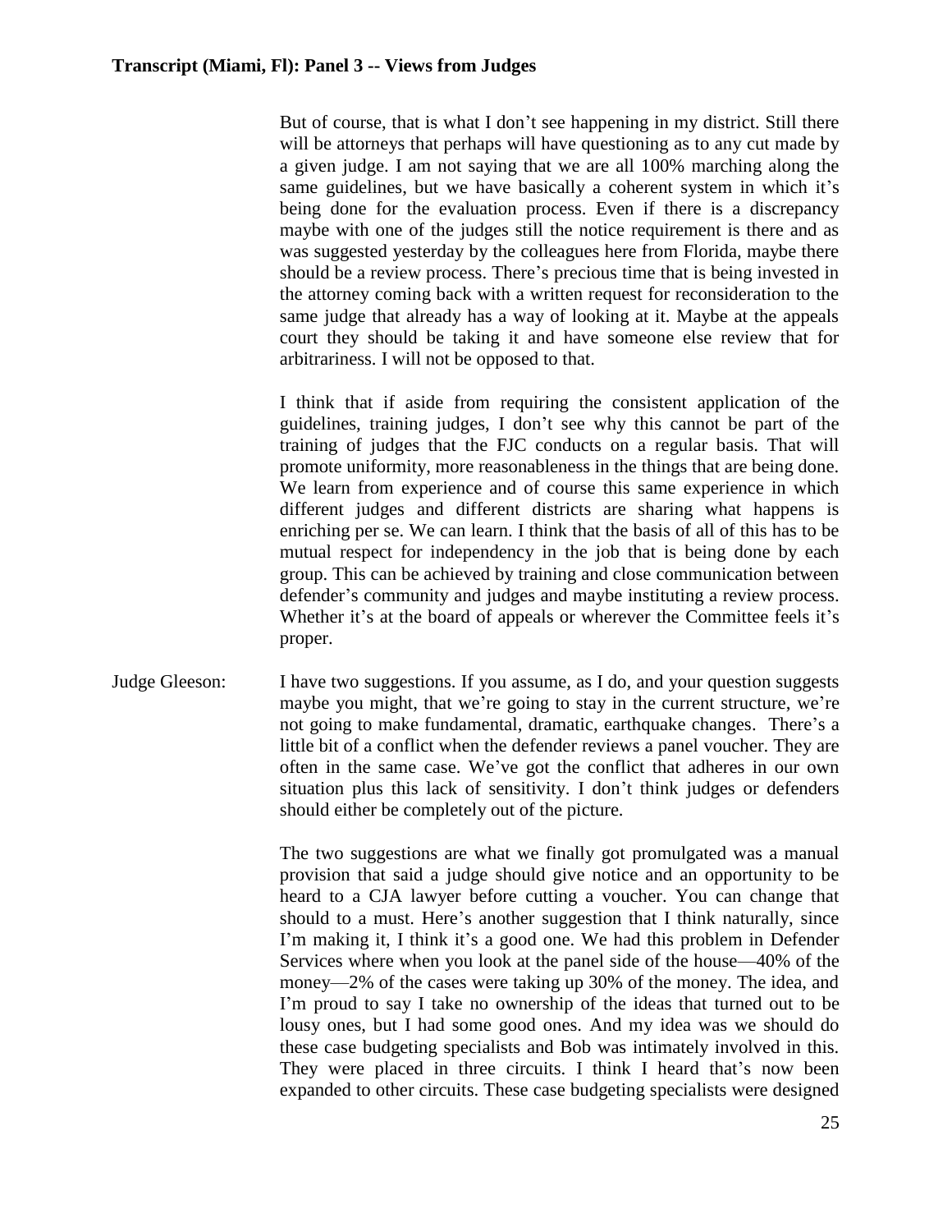But of course, that is what I don't see happening in my district. Still there will be attorneys that perhaps will have questioning as to any cut made by a given judge. I am not saying that we are all 100% marching along the same guidelines, but we have basically a coherent system in which it's being done for the evaluation process. Even if there is a discrepancy maybe with one of the judges still the notice requirement is there and as was suggested yesterday by the colleagues here from Florida, maybe there should be a review process. There's precious time that is being invested in the attorney coming back with a written request for reconsideration to the same judge that already has a way of looking at it. Maybe at the appeals court they should be taking it and have someone else review that for arbitrariness. I will not be opposed to that.

I think that if aside from requiring the consistent application of the guidelines, training judges, I don't see why this cannot be part of the training of judges that the FJC conducts on a regular basis. That will promote uniformity, more reasonableness in the things that are being done. We learn from experience and of course this same experience in which different judges and different districts are sharing what happens is enriching per se. We can learn. I think that the basis of all of this has to be mutual respect for independency in the job that is being done by each group. This can be achieved by training and close communication between defender's community and judges and maybe instituting a review process. Whether it's at the board of appeals or wherever the Committee feels it's proper.

Judge Gleeson: I have two suggestions. If you assume, as I do, and your question suggests maybe you might, that we're going to stay in the current structure, we're not going to make fundamental, dramatic, earthquake changes. There's a little bit of a conflict when the defender reviews a panel voucher. They are often in the same case. We've got the conflict that adheres in our own situation plus this lack of sensitivity. I don't think judges or defenders should either be completely out of the picture.

The two suggestions are what we finally got promulgated was a manual provision that said a judge should give notice and an opportunity to be heard to a CJA lawyer before cutting a voucher. You can change that should to a must. Here's another suggestion that I think naturally, since I'm making it, I think it's a good one. We had this problem in Defender Services where when you look at the panel side of the house—40% of the money—2% of the cases were taking up 30% of the money. The idea, and I'm proud to say I take no ownership of the ideas that turned out to be lousy ones, but I had some good ones. And my idea was we should do these case budgeting specialists and Bob was intimately involved in this. They were placed in three circuits. I think I heard that's now been expanded to other circuits. These case budgeting specialists were designed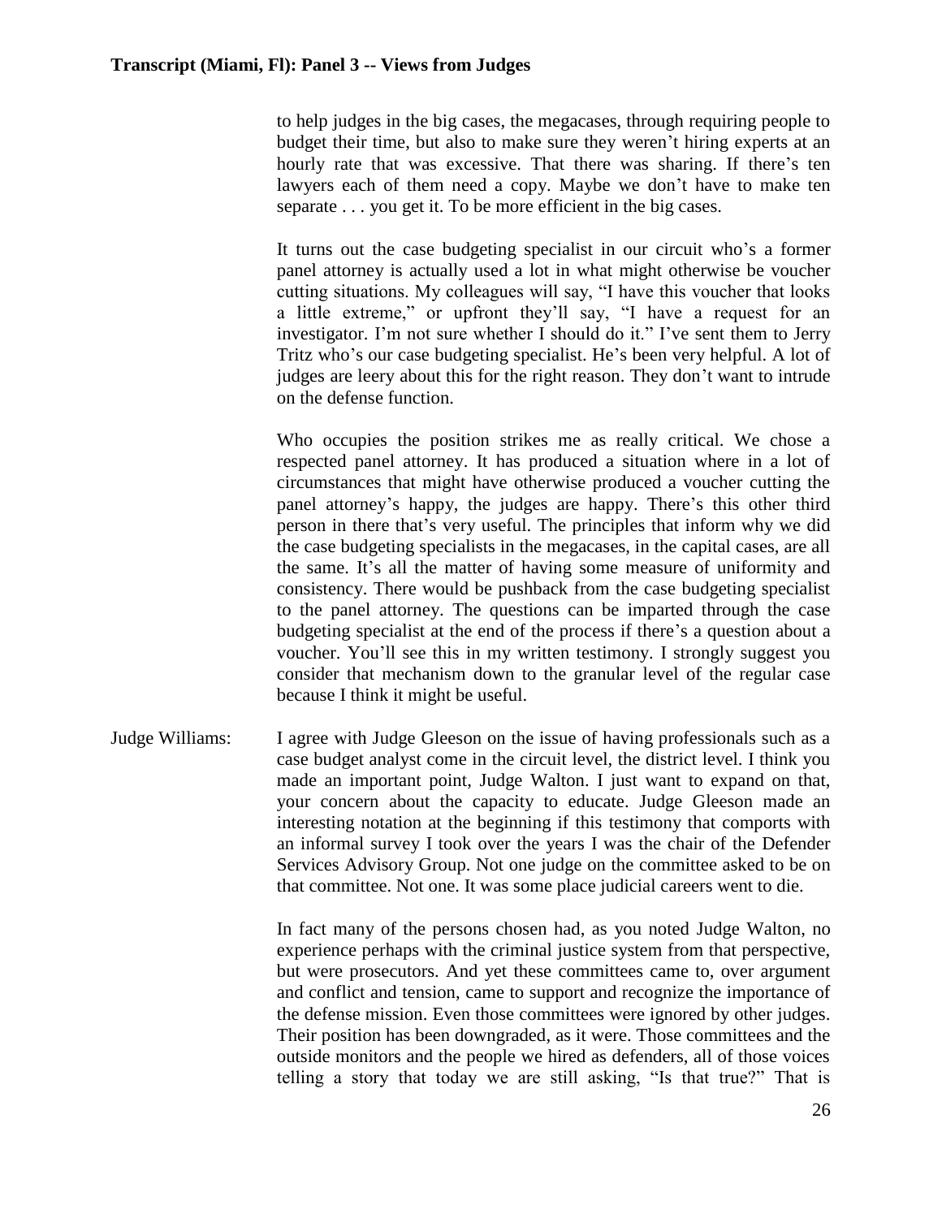to help judges in the big cases, the megacases, through requiring people to budget their time, but also to make sure they weren't hiring experts at an hourly rate that was excessive. That there was sharing. If there's ten lawyers each of them need a copy. Maybe we don't have to make ten separate . . . you get it. To be more efficient in the big cases.

It turns out the case budgeting specialist in our circuit who's a former panel attorney is actually used a lot in what might otherwise be voucher cutting situations. My colleagues will say, "I have this voucher that looks a little extreme," or upfront they'll say, "I have a request for an investigator. I'm not sure whether I should do it." I've sent them to Jerry Tritz who's our case budgeting specialist. He's been very helpful. A lot of judges are leery about this for the right reason. They don't want to intrude on the defense function.

Who occupies the position strikes me as really critical. We chose a respected panel attorney. It has produced a situation where in a lot of circumstances that might have otherwise produced a voucher cutting the panel attorney's happy, the judges are happy. There's this other third person in there that's very useful. The principles that inform why we did the case budgeting specialists in the megacases, in the capital cases, are all the same. It's all the matter of having some measure of uniformity and consistency. There would be pushback from the case budgeting specialist to the panel attorney. The questions can be imparted through the case budgeting specialist at the end of the process if there's a question about a voucher. You'll see this in my written testimony. I strongly suggest you consider that mechanism down to the granular level of the regular case because I think it might be useful.

Judge Williams: I agree with Judge Gleeson on the issue of having professionals such as a case budget analyst come in the circuit level, the district level. I think you made an important point, Judge Walton. I just want to expand on that, your concern about the capacity to educate. Judge Gleeson made an interesting notation at the beginning if this testimony that comports with an informal survey I took over the years I was the chair of the Defender Services Advisory Group. Not one judge on the committee asked to be on that committee. Not one. It was some place judicial careers went to die.

In fact many of the persons chosen had, as you noted Judge Walton, no experience perhaps with the criminal justice system from that perspective, but were prosecutors. And yet these committees came to, over argument and conflict and tension, came to support and recognize the importance of the defense mission. Even those committees were ignored by other judges. Their position has been downgraded, as it were. Those committees and the outside monitors and the people we hired as defenders, all of those voices telling a story that today we are still asking, "Is that true?" That is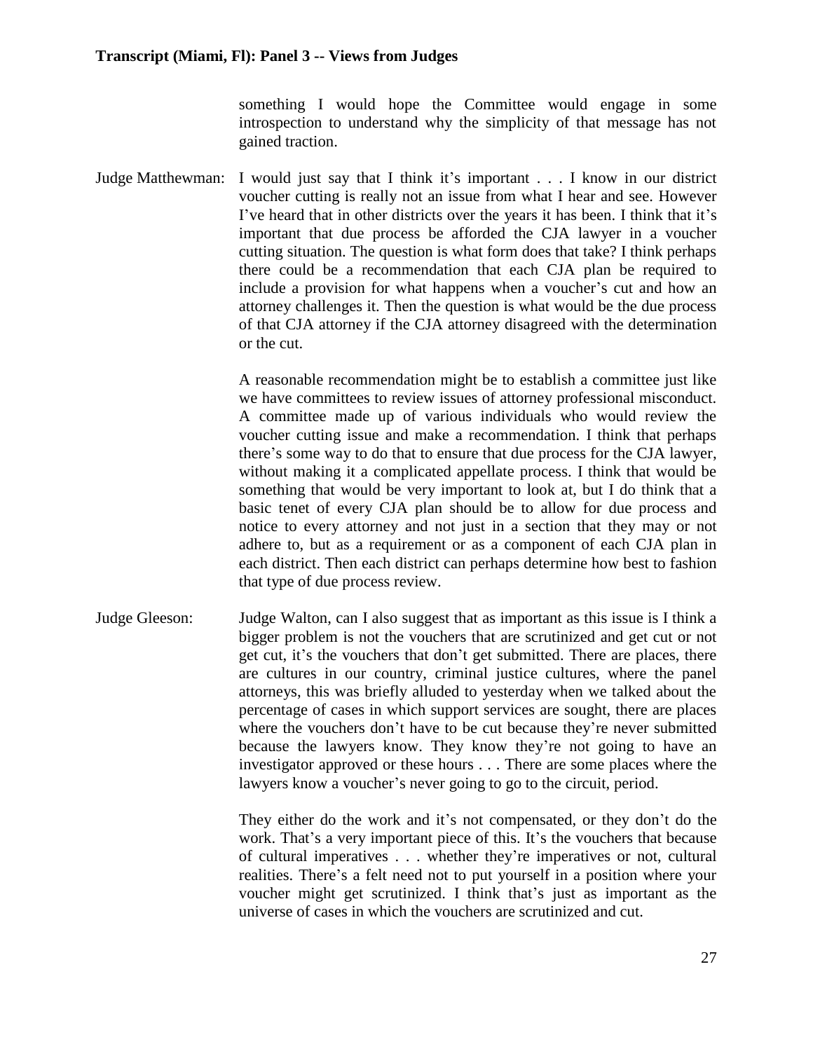something I would hope the Committee would engage in some introspection to understand why the simplicity of that message has not gained traction.

Judge Matthewman: I would just say that I think it's important . . . I know in our district voucher cutting is really not an issue from what I hear and see. However I've heard that in other districts over the years it has been. I think that it's important that due process be afforded the CJA lawyer in a voucher cutting situation. The question is what form does that take? I think perhaps there could be a recommendation that each CJA plan be required to include a provision for what happens when a voucher's cut and how an attorney challenges it. Then the question is what would be the due process of that CJA attorney if the CJA attorney disagreed with the determination or the cut.

A reasonable recommendation might be to establish a committee just like we have committees to review issues of attorney professional misconduct. A committee made up of various individuals who would review the voucher cutting issue and make a recommendation. I think that perhaps there's some way to do that to ensure that due process for the CJA lawyer, without making it a complicated appellate process. I think that would be something that would be very important to look at, but I do think that a basic tenet of every CJA plan should be to allow for due process and notice to every attorney and not just in a section that they may or not adhere to, but as a requirement or as a component of each CJA plan in each district. Then each district can perhaps determine how best to fashion that type of due process review.

Judge Gleeson: Judge Walton, can I also suggest that as important as this issue is I think a bigger problem is not the vouchers that are scrutinized and get cut or not get cut, it's the vouchers that don't get submitted. There are places, there are cultures in our country, criminal justice cultures, where the panel attorneys, this was briefly alluded to yesterday when we talked about the percentage of cases in which support services are sought, there are places where the vouchers don't have to be cut because they're never submitted because the lawyers know. They know they're not going to have an investigator approved or these hours . . . There are some places where the lawyers know a voucher's never going to go to the circuit, period.

They either do the work and it's not compensated, or they don't do the work. That's a very important piece of this. It's the vouchers that because of cultural imperatives . . . whether they're imperatives or not, cultural realities. There's a felt need not to put yourself in a position where your voucher might get scrutinized. I think that's just as important as the universe of cases in which the vouchers are scrutinized and cut.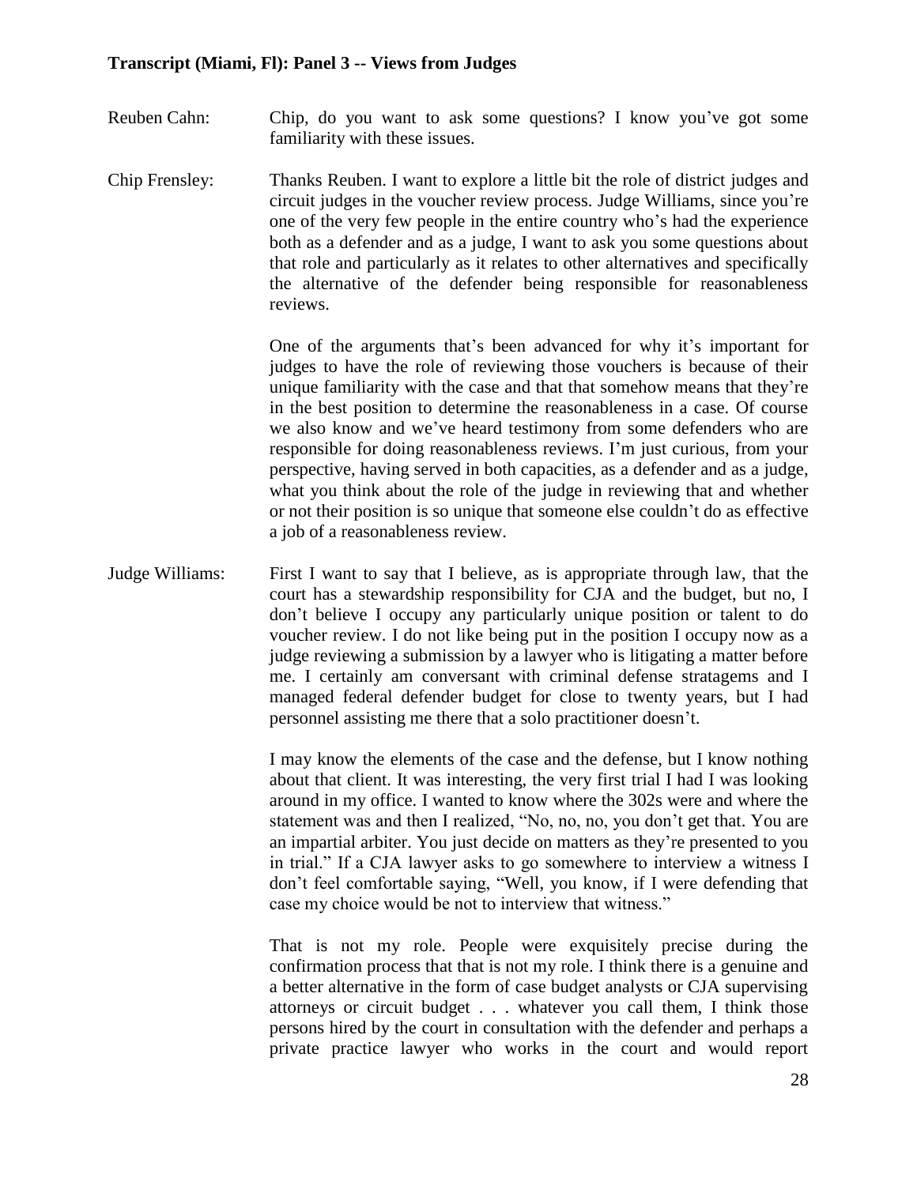**Transcript (Miami, Fl): Panel 3 -- Views from Judges**

**Reuben Cahn:** Chip, do you want to ask some questions? I know you've got some familiarity with these issues.

**Chip Frensley:** Thanks Reuben. I want to explore a little bit the role of district judges and circuit judges in the voucher review process. Judge Williams, since you're one of the very few people in the entire country who's had the experience both as a defender and as a judge, I want to ask you some questions about that role and particularly as it relates to other alternatives and specifically the alternative of the defender being responsible for reasonableness reviews.

One of the arguments that's been advanced for why it's important for judges to have the role of reviewing those vouchers is because of their unique familiarity with the case and that that somehow means that they're in the best position to determine the reasonableness in a case. Of course we also know and we've heard testimony from some defenders who are responsible for doing reasonableness reviews. I'm just curious, from your perspective, having served in both capacities, as a defender and as a judge, what you think about the role of the judge in reviewing that and whether or not their position is so unique that someone else couldn't do as effective a job of a reasonableness review.

**Judge Williams:** First I want to say that I believe, as is appropriate through law, that the court has a stewardship responsibility for CJA and the budget, but no, I don't believe I occupy any particularly unique position or talent to do voucher review. I do not like being put in the position I occupy now as a judge reviewing a submission by a lawyer who is litigating a matter before me. I certainly am conversant with criminal defense stratagems and I managed federal defender budget for close to twenty years, but I had personnel assisting me there that a solo practitioner doesn't.

I may know the elements of the case and the defense, but I know nothing about that client. It was interesting, the very first trial I had I was looking around in my office. I wanted to know where the 302s were and where the statement was and then I realized, "No, no, no, you don't get that. You are an impartial arbiter. You just decide on matters as they're presented to you in trial." If a CJA lawyer asks to go somewhere to interview a witness I don't feel comfortable saying, "Well, you know, if I were defending that case my choice would be not to interview that witness."

That is not my role. People were exquisitely precise during the confirmation process that that is not my role. I think there is a genuine and a better alternative in the form of case budget analysts or CJA supervising attorneys or circuit budget . . . whatever you call them, I think those persons hired by the court in consultation with the defender and perhaps a private practice lawyer who works in the court and would report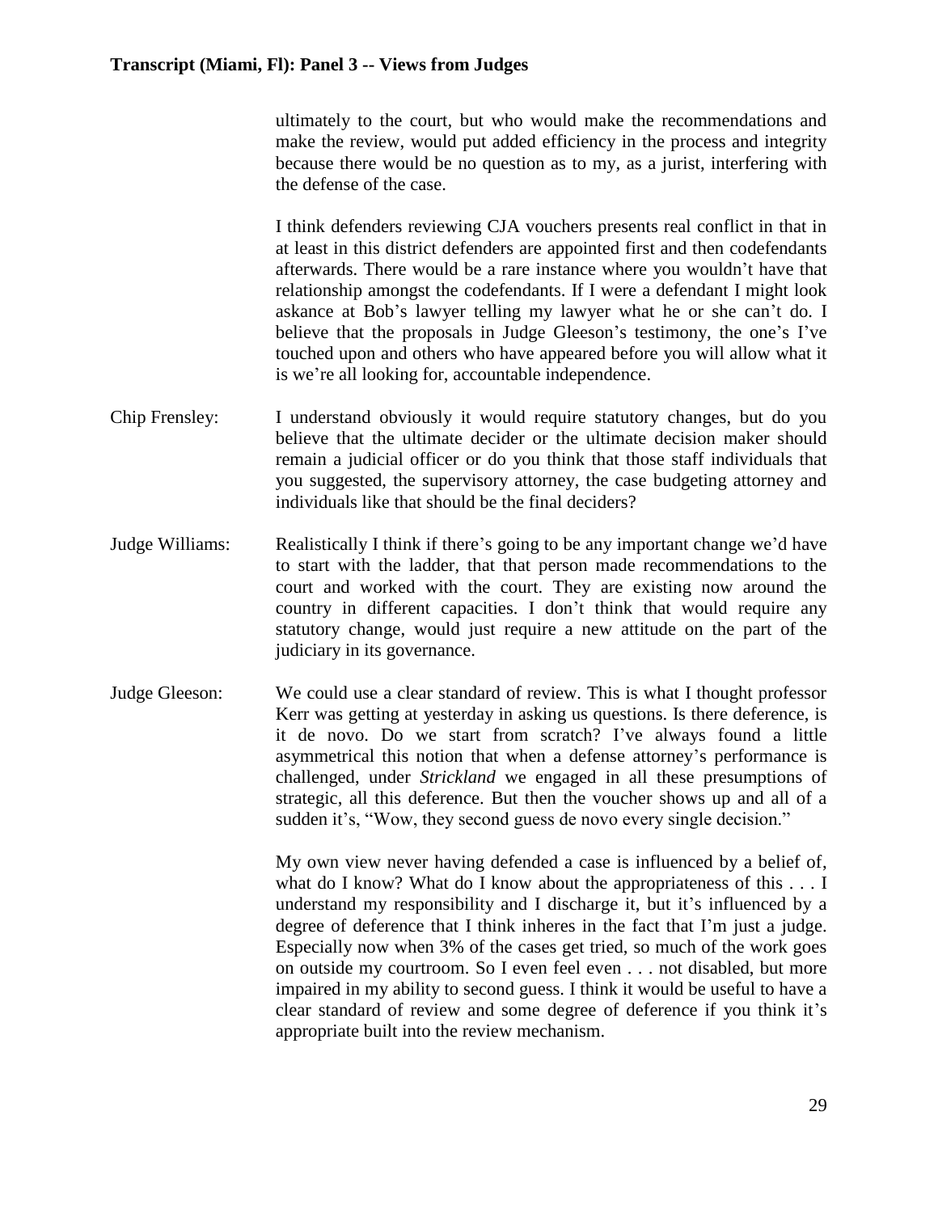ultimately to the court, but who would make the recommendations and make the review, would put added efficiency in the process and integrity because there would be no question as to my, as a jurist, interfering with the defense of the case.

I think defenders reviewing CJA vouchers presents real conflict in that in at least in this district defenders are appointed first and then codefendants afterwards. There would be a rare instance where you wouldn't have that relationship amongst the codefendants. If I were a defendant I might look askance at Bob's lawyer telling my lawyer what he or she can't do. I believe that the proposals in Judge Gleeson's testimony, the one's I've touched upon and others who have appeared before you will allow what it is we're all looking for, accountable independence.

Chip Frensley: I understand obviously it would require statutory changes, but do you believe that the ultimate decider or the ultimate decision maker should remain a judicial officer or do you think that those staff individuals that you suggested, the supervisory attorney, the case budgeting attorney and individuals like that should be the final deciders?

Judge Williams: Realistically I think if there's going to be any important change we'd have to start with the ladder, that that person made recommendations to the court and worked with the court. They are existing now around the country in different capacities. I don't think that would require any statutory change, would just require a new attitude on the part of the judiciary in its governance.

Judge Gleeson: We could use a clear standard of review. This is what I thought professor Kerr was getting at yesterday in asking us questions. Is there deference, is it de novo. Do we start from scratch? I've always found a little asymmetrical this notion that when a defense attorney's performance is challenged, under *Strickland* we engaged in all these presumptions of strategic, all this deference. But then the voucher shows up and all of a sudden it's, "Wow, they second guess de novo every single decision."

My own view never having defended a case is influenced by a belief of, what do I know? What do I know about the appropriateness of this . . . I understand my responsibility and I discharge it, but it's influenced by a degree of deference that I think inheres in the fact that I'm just a judge. Especially now when 3% of the cases get tried, so much of the work goes on outside my courtroom. So I even feel even . . . not disabled, but more impaired in my ability to second guess. I think it would be useful to have a clear standard of review and some degree of deference if you think it's appropriate built into the review mechanism.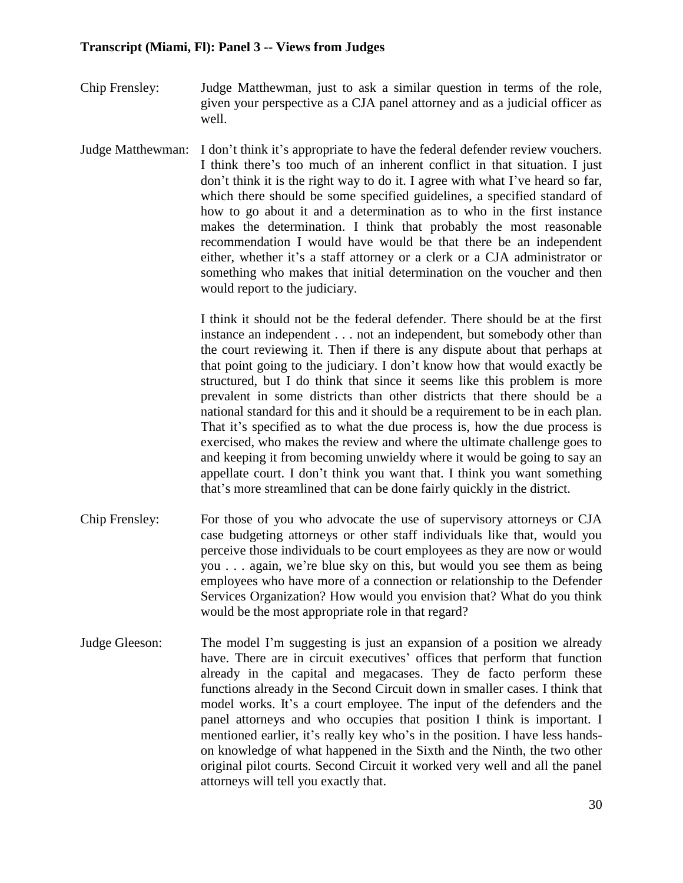**Transcript (Miami, Fl): Panel 3 -- Views from Judges**

Chip Frensley: Judge Matthewman, just to ask a similar question in terms of the role, given your perspective as a CJA panel attorney and as a judicial officer as well.

Judge Matthewman: I don't think it's appropriate to have the federal defender review vouchers. I think there's too much of an inherent conflict in that situation. I just don't think it is the right way to do it. I agree with what I've heard so far, which there should be some specified guidelines, a specified standard of how to go about it and a determination as to who in the first instance makes the determination. I think that probably the most reasonable recommendation I would have would be that there be an independent either, whether it's a staff attorney or a clerk or a CJA administrator or something who makes that initial determination on the voucher and then would report to the judiciary.

I think it should not be the federal defender. There should be at the first instance an independent . . . not an independent, but somebody other than the court reviewing it. Then if there is any dispute about that perhaps at that point going to the judiciary. I don't know how that would exactly be structured, but I do think that since it seems like this problem is more prevalent in some districts than other districts that there should be a national standard for this and it should be a requirement to be in each plan. That it's specified as to what the due process is, how the due process is exercised, who makes the review and where the ultimate challenge goes to and keeping it from becoming unwieldy where it would be going to say an appellate court. I don't think you want that. I think you want something that's more streamlined that can be done fairly quickly in the district.

Chip Frensley: For those of you who advocate the use of supervisory attorneys or CJA case budgeting attorneys or other staff individuals like that, would you perceive those individuals to be court employees as they are now or would you . . . again, we're blue sky on this, but would you see them as being employees who have more of a connection or relationship to the Defender Services Organization? How would you envision that? What do you think would be the most appropriate role in that regard?

Judge Gleeson: The model I'm suggesting is just an expansion of a position we already have. There are in circuit executives' offices that perform that function already in the capital and megacases. They de facto perform these functions already in the Second Circuit down in smaller cases. I think that model works. It's a court employee. The input of the defenders and the panel attorneys and who occupies that position I think is important. I mentioned earlier, it's really key who's in the position. I have less hands-on knowledge of what happened in the Sixth and the Ninth, the two other original pilot courts. Second Circuit it worked very well and all the panel attorneys will tell you exactly that.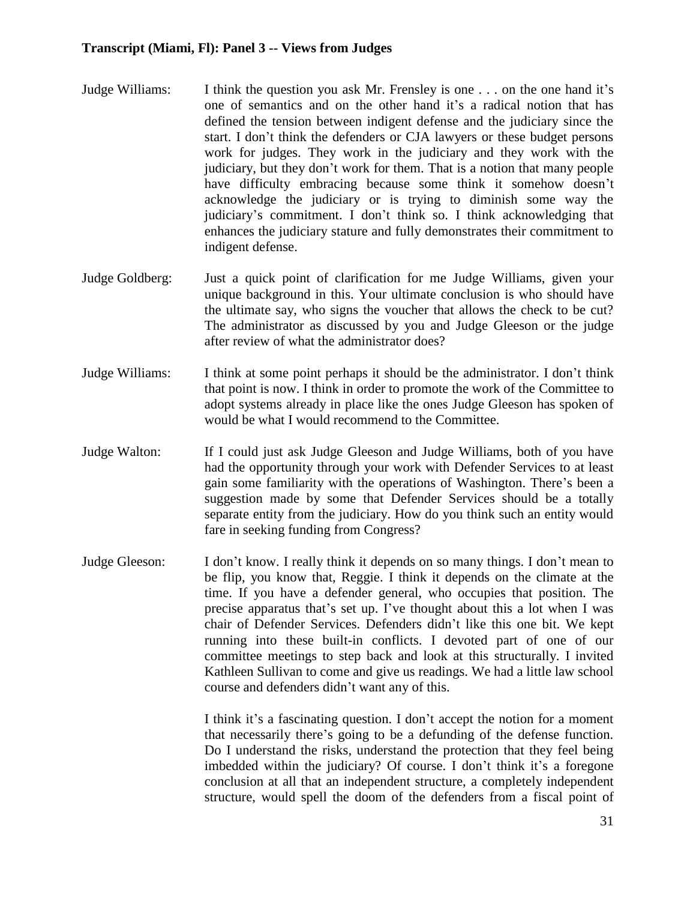Judge Williams: I think the question you ask Mr. Frensley is one . . . on the one hand it's one of semantics and on the other hand it's a radical notion that has defined the tension between indigent defense and the judiciary since the start. I don't think the defenders or CJA lawyers or these budget persons work for judges. They work in the judiciary and they work with the judiciary, but they don't work for them. That is a notion that many people have difficulty embracing because some think it somehow doesn't acknowledge the judiciary or is trying to diminish some way the judiciary's commitment. I don't think so. I think acknowledging that enhances the judiciary stature and fully demonstrates their commitment to indigent defense.

Judge Goldberg: Just a quick point of clarification for me Judge Williams, given your unique background in this. Your ultimate conclusion is who should have the ultimate say, who signs the voucher that allows the check to be cut? The administrator as discussed by you and Judge Gleeson or the judge after review of what the administrator does?

Judge Williams: I think at some point perhaps it should be the administrator. I don't think that point is now. I think in order to promote the work of the Committee to adopt systems already in place like the ones Judge Gleeson has spoken of would be what I would recommend to the Committee.

Judge Walton: If I could just ask Judge Gleeson and Judge Williams, both of you have had the opportunity through your work with Defender Services to at least gain some familiarity with the operations of Washington. There's been a suggestion made by some that Defender Services should be a totally separate entity from the judiciary. How do you think such an entity would fare in seeking funding from Congress?

Judge Gleeson: I don't know. I really think it depends on so many things. I don't mean to be flip, you know that, Reggie. I think it depends on the climate at the time. If you have a defender general, who occupies that position. The precise apparatus that's set up. I've thought about this a lot when I was chair of Defender Services. Defenders didn't like this one bit. We kept running into these built-in conflicts. I devoted part of one of our committee meetings to step back and look at this structurally. I invited Kathleen Sullivan to come and give us readings. We had a little law school course and defenders didn't want any of this.

I think it's a fascinating question. I don't accept the notion for a moment that necessarily there's going to be a defunding of the defense function. Do I understand the risks, understand the protection that they feel being imbedded within the judiciary? Of course. I don't think it's a foregone conclusion at all that an independent structure, a completely independent structure, would spell the doom of the defenders from a fiscal point of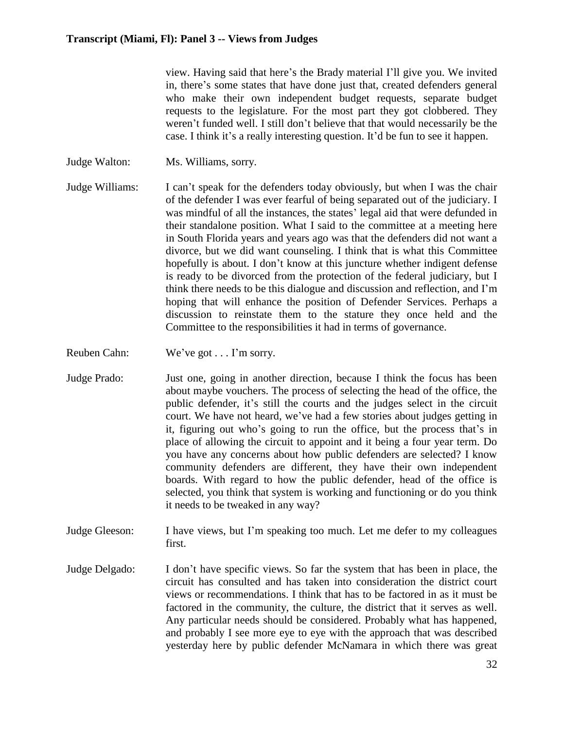view. Having said that here's the Brady material I'll give you. We invited in, there's some states that have done just that, created defenders general who make their own independent budget requests, separate budget requests to the legislature. For the most part they got clobbered. They weren't funded well. I still don't believe that that would necessarily be the case. I think it's a really interesting question. It'd be fun to see it happen.

Judge Walton: Ms. Williams, sorry.

Judge Williams: I can't speak for the defenders today obviously, but when I was the chair of the defender I was ever fearful of being separated out of the judiciary. I was mindful of all the instances, the states' legal aid that were defunded in their standalone position. What I said to the committee at a meeting here in South Florida years and years ago was that the defenders did not want a divorce, but we did want counseling. I think that is what this Committee hopefully is about. I don't know at this juncture whether indigent defense is ready to be divorced from the protection of the federal judiciary, but I think there needs to be this dialogue and discussion and reflection, and I'm hoping that will enhance the position of Defender Services. Perhaps a discussion to reinstate them to the stature they once held and the Committee to the responsibilities it had in terms of governance.

Reuben Cahn: We've got . . . I'm sorry.

Judge Prado: Just one, going in another direction, because I think the focus has been about maybe vouchers. The process of selecting the head of the office, the public defender, it's still the courts and the judges select in the circuit court. We have not heard, we've had a few stories about judges getting in it, figuring out who's going to run the office, but the process that's in place of allowing the circuit to appoint and it being a four year term. Do you have any concerns about how public defenders are selected? I know community defenders are different, they have their own independent boards. With regard to how the public defender, head of the office is selected, you think that system is working and functioning or do you think it needs to be tweaked in any way?

Judge Gleeson: I have views, but I'm speaking too much. Let me defer to my colleagues first.

Judge Delgado: I don't have specific views. So far the system that has been in place, the circuit has consulted and has taken into consideration the district court views or recommendations. I think that has to be factored in as it must be factored in the community, the culture, the district that it serves as well. Any particular needs should be considered. Probably what has happened, and probably I see more eye to eye with the approach that was described yesterday here by public defender McNamara in which there was great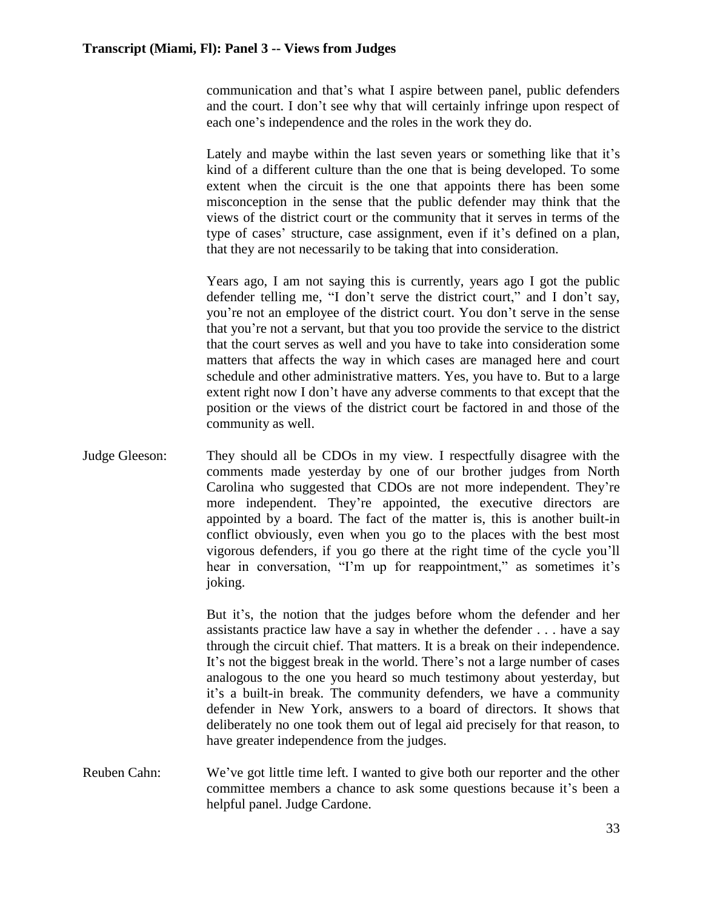communication and that's what I aspire between panel, public defenders and the court. I don't see why that will certainly infringe upon respect of each one's independence and the roles in the work they do.

Lately and maybe within the last seven years or something like that it's kind of a different culture than the one that is being developed. To some extent when the circuit is the one that appoints there has been some misconception in the sense that the public defender may think that the views of the district court or the community that it serves in terms of the type of cases' structure, case assignment, even if it's defined on a plan, that they are not necessarily to be taking that into consideration.

Years ago, I am not saying this is currently, years ago I got the public defender telling me, "I don't serve the district court," and I don't say, you're not an employee of the district court. You don't serve in the sense that you're not a servant, but that you too provide the service to the district that the court serves as well and you have to take into consideration some matters that affects the way in which cases are managed here and court schedule and other administrative matters. Yes, you have to. But to a large extent right now I don't have any adverse comments to that except that the position or the views of the district court be factored in and those of the community as well.

Judge Gleeson: They should all be CDOs in my view. I respectfully disagree with the comments made yesterday by one of our brother judges from North Carolina who suggested that CDOs are not more independent. They're more independent. They're appointed, the executive directors are appointed by a board. The fact of the matter is, this is another built-in conflict obviously, even when you go to the places with the best most vigorous defenders, if you go there at the right time of the cycle you'll hear in conversation, "I'm up for reappointment," as sometimes it's joking.

But it's, the notion that the judges before whom the defender and her assistants practice law have a say in whether the defender . . . have a say through the circuit chief. That matters. It is a break on their independence. It's not the biggest break in the world. There's not a large number of cases analogous to the one you heard so much testimony about yesterday, but it's a built-in break. The community defenders, we have a community defender in New York, answers to a board of directors. It shows that deliberately no one took them out of legal aid precisely for that reason, to have greater independence from the judges.

Reuben Cahn: We've got little time left. I wanted to give both our reporter and the other committee members a chance to ask some questions because it's been a helpful panel. Judge Cardone.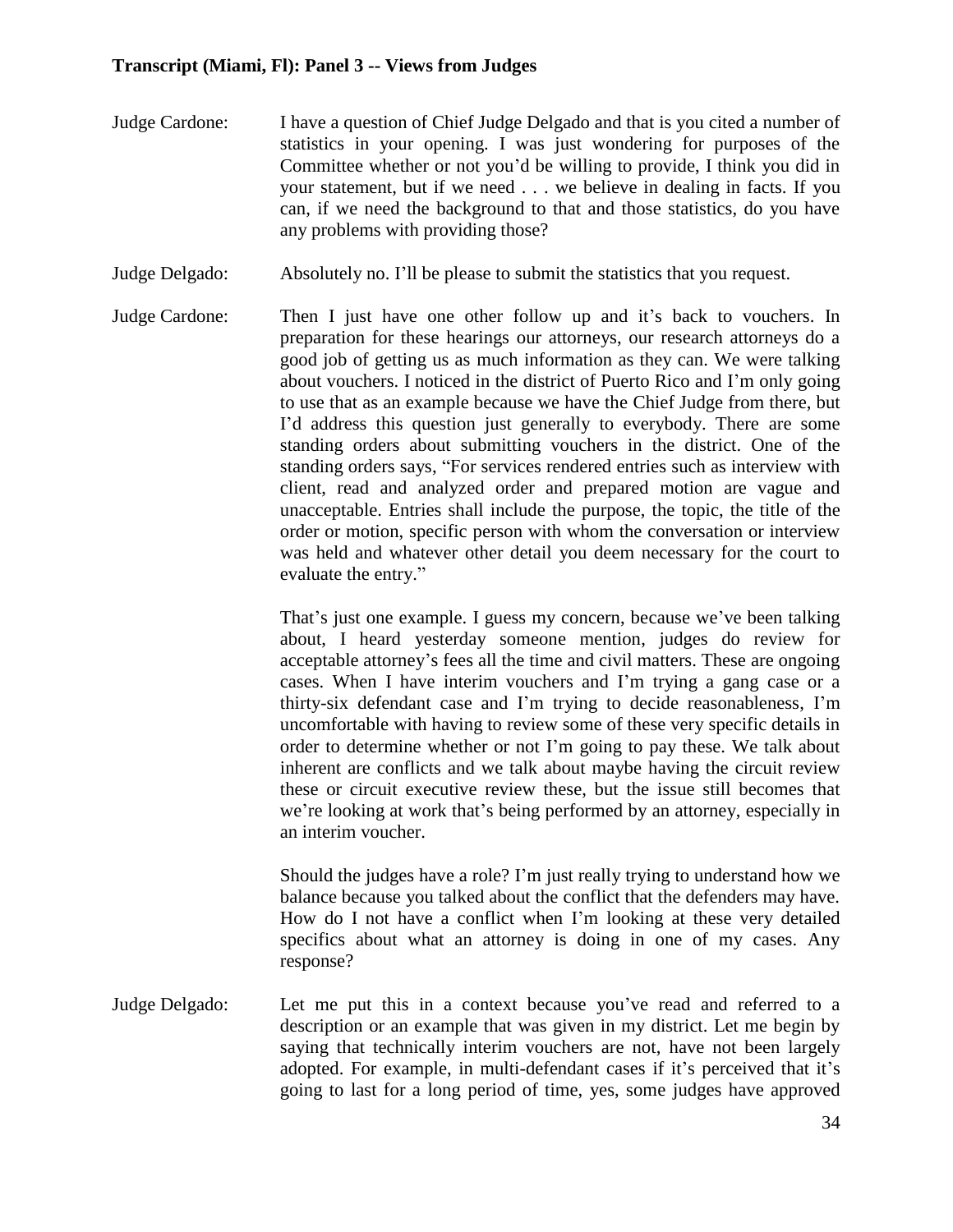**Transcript (Miami, Fl): Panel 3 -- Views from Judges**

Judge Cardone: I have a question of Chief Judge Delgado and that is you cited a number of statistics in your opening. I was just wondering for purposes of the Committee whether or not you'd be willing to provide, I think you did in your statement, but if we need . . . we believe in dealing in facts. If you can, if we need the background to that and those statistics, do you have any problems with providing those?

Judge Delgado: Absolutely no. I'll be please to submit the statistics that you request.

Judge Cardone: Then I just have one other follow up and it's back to vouchers. In preparation for these hearings our attorneys, our research attorneys do a good job of getting us as much information as they can. We were talking about vouchers. I noticed in the district of Puerto Rico and I'm only going to use that as an example because we have the Chief Judge from there, but I'd address this question just generally to everybody. There are some standing orders about submitting vouchers in the district. One of the standing orders says, "For services rendered entries such as interview with client, read and analyzed order and prepared motion are vague and unacceptable. Entries shall include the purpose, the topic, the title of the order or motion, specific person with whom the conversation or interview was held and whatever other detail you deem necessary for the court to evaluate the entry."

That's just one example. I guess my concern, because we've been talking about, I heard yesterday someone mention, judges do review for acceptable attorney's fees all the time and civil matters. These are ongoing cases. When I have interim vouchers and I'm trying a gang case or a thirty-six defendant case and I'm trying to decide reasonableness, I'm uncomfortable with having to review some of these very specific details in order to determine whether or not I'm going to pay these. We talk about inherent are conflicts and we talk about maybe having the circuit review these or circuit executive review these, but the issue still becomes that we're looking at work that's being performed by an attorney, especially in an interim voucher.

Should the judges have a role? I'm just really trying to understand how we balance because you talked about the conflict that the defenders may have. How do I not have a conflict when I'm looking at these very detailed specifics about what an attorney is doing in one of my cases. Any response?

Judge Delgado: Let me put this in a context because you've read and referred to a description or an example that was given in my district. Let me begin by saying that technically interim vouchers are not, have not been largely adopted. For example, in multi-defendant cases if it's perceived that it's going to last for a long period of time, yes, some judges have approved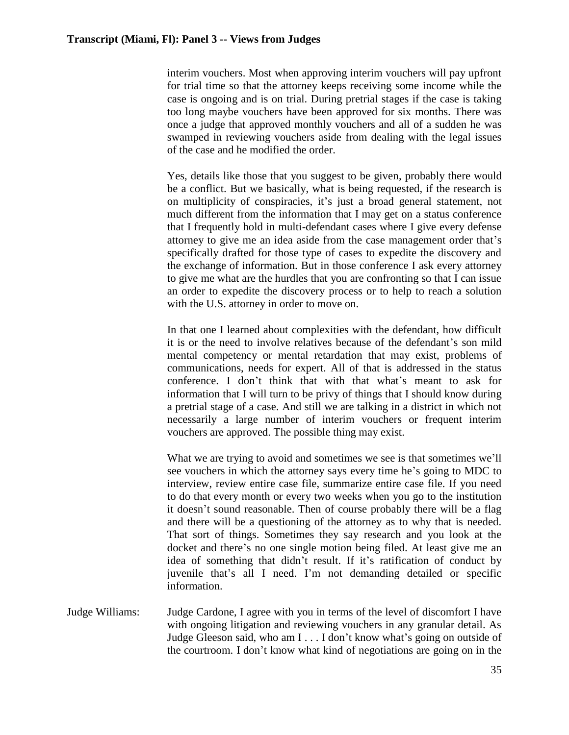interim vouchers. Most when approving interim vouchers will pay upfront for trial time so that the attorney keeps receiving some income while the case is ongoing and is on trial. During pretrial stages if the case is taking too long maybe vouchers have been approved for six months. There was once a judge that approved monthly vouchers and all of a sudden he was swamped in reviewing vouchers aside from dealing with the legal issues of the case and he modified the order.

Yes, details like those that you suggest to be given, probably there would be a conflict. But we basically, what is being requested, if the research is on multiplicity of conspiracies, it's just a broad general statement, not much different from the information that I may get on a status conference that I frequently hold in multi-defendant cases where I give every defense attorney to give me an idea aside from the case management order that's specifically drafted for those type of cases to expedite the discovery and the exchange of information. But in those conference I ask every attorney to give me what are the hurdles that you are confronting so that I can issue an order to expedite the discovery process or to help to reach a solution with the U.S. attorney in order to move on.

In that one I learned about complexities with the defendant, how difficult it is or the need to involve relatives because of the defendant's son mild mental competency or mental retardation that may exist, problems of communications, needs for expert. All of that is addressed in the status conference. I don't think that with that what's meant to ask for information that I will turn to be privy of things that I should know during a pretrial stage of a case. And still we are talking in a district in which not necessarily a large number of interim vouchers or frequent interim vouchers are approved. The possible thing may exist.

What we are trying to avoid and sometimes we see is that sometimes we'll see vouchers in which the attorney says every time he's going to MDC to interview, review entire case file, summarize entire case file. If you need to do that every month or every two weeks when you go to the institution it doesn't sound reasonable. Then of course probably there will be a flag and there will be a questioning of the attorney as to why that is needed. That sort of things. Sometimes they say research and you look at the docket and there's no one single motion being filed. At least give me an idea of something that didn't result. If it's ratification of conduct by juvenile that's all I need. I'm not demanding detailed or specific information.

Judge Williams: Judge Cardone, I agree with you in terms of the level of discomfort I have with ongoing litigation and reviewing vouchers in any granular detail. As Judge Gleeson said, who am I . . . I don't know what's going on outside of the courtroom. I don't know what kind of negotiations are going on in the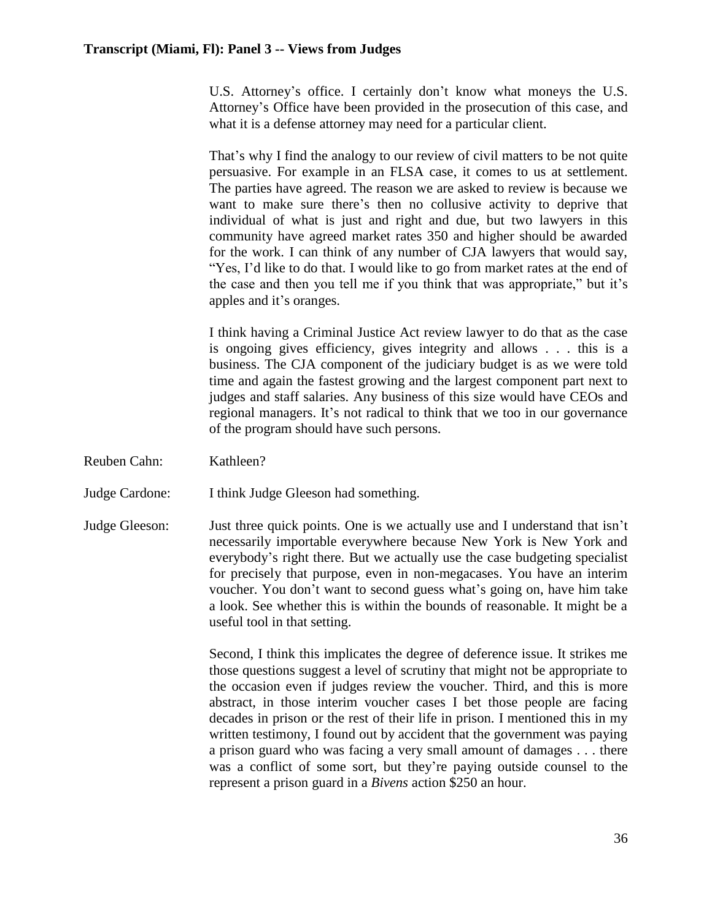U.S. Attorney's office. I certainly don't know what moneys the U.S. Attorney's Office have been provided in the prosecution of this case, and what it is a defense attorney may need for a particular client.

That's why I find the analogy to our review of civil matters to be not quite persuasive. For example in an FLSA case, it comes to us at settlement. The parties have agreed. The reason we are asked to review is because we want to make sure there's then no collusive activity to deprive that individual of what is just and right and due, but two lawyers in this community have agreed market rates 350 and higher should be awarded for the work. I can think of any number of CJA lawyers that would say, "Yes, I'd like to do that. I would like to go from market rates at the end of the case and then you tell me if you think that was appropriate," but it's apples and it's oranges.

I think having a Criminal Justice Act review lawyer to do that as the case is ongoing gives efficiency, gives integrity and allows . . . this is a business. The CJA component of the judiciary budget is as we were told time and again the fastest growing and the largest component part next to judges and staff salaries. Any business of this size would have CEOs and regional managers. It's not radical to think that we too in our governance of the program should have such persons.

Reuben Cahn: Kathleen?

Judge Cardone: I think Judge Gleeson had something.

Judge Gleeson: Just three quick points. One is we actually use and I understand that isn't necessarily importable everywhere because New York is New York and everybody's right there. But we actually use the case budgeting specialist for precisely that purpose, even in non-megacases. You have an interim voucher. You don't want to second guess what's going on, have him take a look. See whether this is within the bounds of reasonable. It might be a useful tool in that setting.

Second, I think this implicates the degree of deference issue. It strikes me those questions suggest a level of scrutiny that might not be appropriate to the occasion even if judges review the voucher. Third, and this is more abstract, in those interim voucher cases I bet those people are facing decades in prison or the rest of their life in prison. I mentioned this in my written testimony, I found out by accident that the government was paying a prison guard who was facing a very small amount of damages . . . there was a conflict of some sort, but they're paying outside counsel to the represent a prison guard in a *Bivens* action \$250 an hour.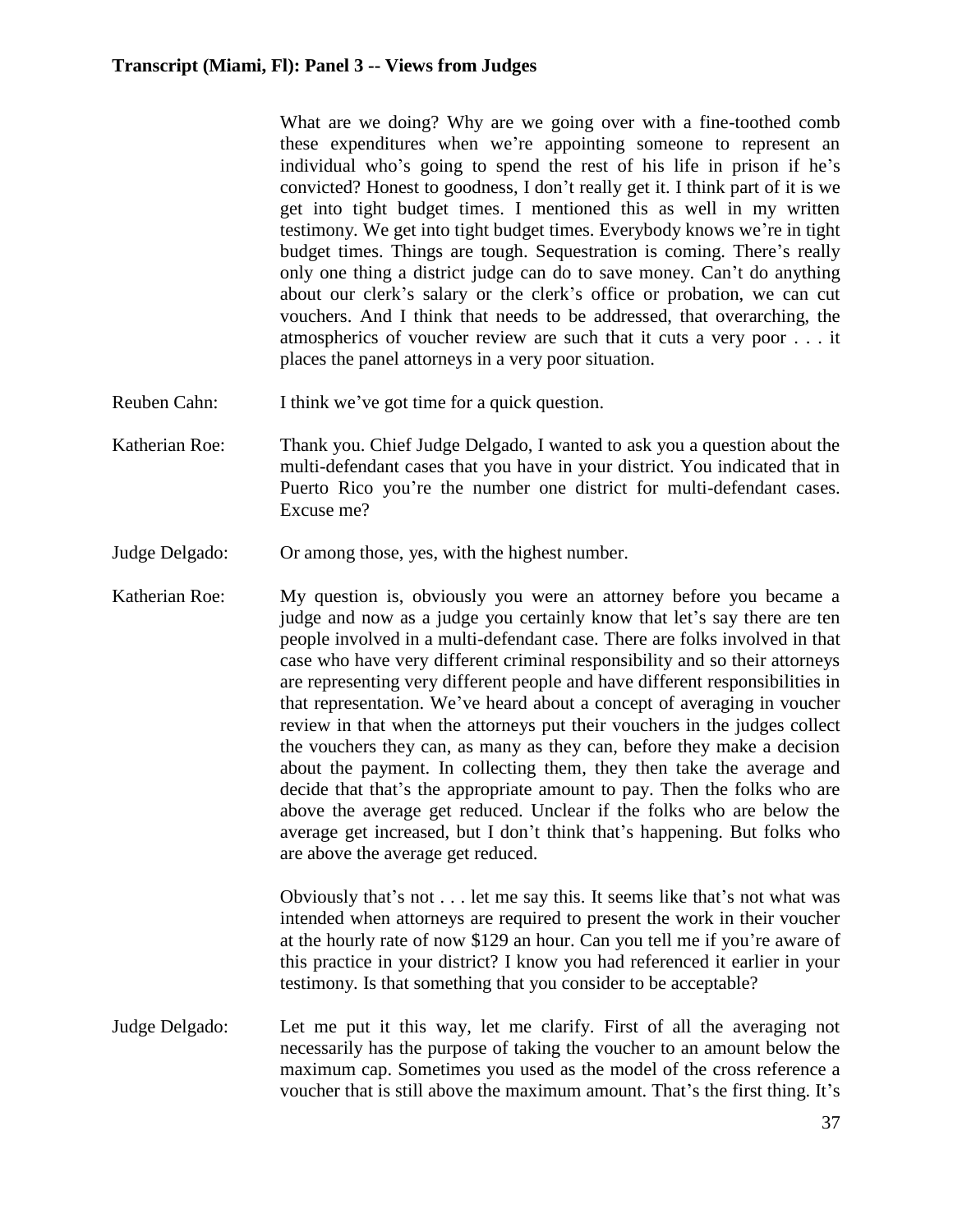What are we doing? Why are we going over with a fine-toothed comb these expenditures when we're appointing someone to represent an individual who's going to spend the rest of his life in prison if he's convicted? Honest to goodness, I don't really get it. I think part of it is we get into tight budget times. I mentioned this as well in my written testimony. We get into tight budget times. Everybody knows we're in tight budget times. Things are tough. Sequestration is coming. There's really only one thing a district judge can do to save money. Can't do anything about our clerk's salary or the clerk's office or probation, we can cut vouchers. And I think that needs to be addressed, that overarching, the atmospherics of voucher review are such that it cuts a very poor . . . it places the panel attorneys in a very poor situation.

Reuben Cahn: I think we've got time for a quick question.

Katherian Roe: Thank you. Chief Judge Delgado, I wanted to ask you a question about the multi-defendant cases that you have in your district. You indicated that in Puerto Rico you're the number one district for multi-defendant cases. Excuse me?

Judge Delgado: Or among those, yes, with the highest number.

Katherian Roe: My question is, obviously you were an attorney before you became a judge and now as a judge you certainly know that let's say there are ten people involved in a multi-defendant case. There are folks involved in that case who have very different criminal responsibility and so their attorneys are representing very different people and have different responsibilities in that representation. We've heard about a concept of averaging in voucher review in that when the attorneys put their vouchers in the judges collect the vouchers they can, as many as they can, before they make a decision about the payment. In collecting them, they then take the average and decide that that's the appropriate amount to pay. Then the folks who are above the average get reduced. Unclear if the folks who are below the average get increased, but I don't think that's happening. But folks who are above the average get reduced.

Obviously that's not . . . let me say this. It seems like that's not what was intended when attorneys are required to present the work in their voucher at the hourly rate of now $129 an hour. Can you tell me if you're aware of this practice in your district? I know you had referenced it earlier in your testimony. Is that something that you consider to be acceptable?

Judge Delgado: Let me put it this way, let me clarify. First of all the averaging not necessarily has the purpose of taking the voucher to an amount below the maximum cap. Sometimes you used as the model of the cross reference a voucher that is still above the maximum amount. That's the first thing. It's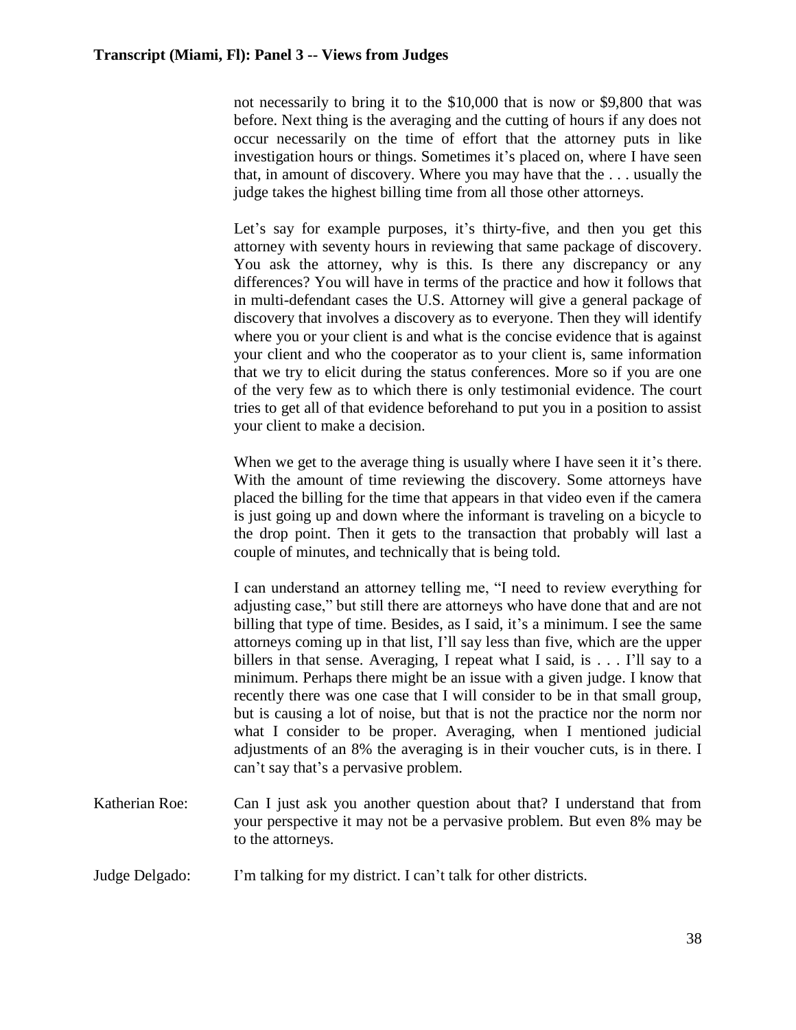not necessarily to bring it to the $10,000 that is now or $9,800 that was before. Next thing is the averaging and the cutting of hours if any does not occur necessarily on the time of effort that the attorney puts in like investigation hours or things. Sometimes it's placed on, where I have seen that, in amount of discovery. Where you may have that the . . . usually the judge takes the highest billing time from all those other attorneys.

Let's say for example purposes, it's thirty-five, and then you get this attorney with seventy hours in reviewing that same package of discovery. You ask the attorney, why is this. Is there any discrepancy or any differences? You will have in terms of the practice and how it follows that in multi-defendant cases the U.S. Attorney will give a general package of discovery that involves a discovery as to everyone. Then they will identify where you or your client is and what is the concise evidence that is against your client and who the cooperator as to your client is, same information that we try to elicit during the status conferences. More so if you are one of the very few as to which there is only testimonial evidence. The court tries to get all of that evidence beforehand to put you in a position to assist your client to make a decision.

When we get to the average thing is usually where I have seen it it's there. With the amount of time reviewing the discovery. Some attorneys have placed the billing for the time that appears in that video even if the camera is just going up and down where the informant is traveling on a bicycle to the drop point. Then it gets to the transaction that probably will last a couple of minutes, and technically that is being told.

I can understand an attorney telling me, "I need to review everything for adjusting case," but still there are attorneys who have done that and are not billing that type of time. Besides, as I said, it's a minimum. I see the same attorneys coming up in that list, I'll say less than five, which are the upper billers in that sense. Averaging, I repeat what I said, is . . . I'll say to a minimum. Perhaps there might be an issue with a given judge. I know that recently there was one case that I will consider to be in that small group, but is causing a lot of noise, but that is not the practice nor the norm nor what I consider to be proper. Averaging, when I mentioned judicial adjustments of an 8% the averaging is in their voucher cuts, is in there. I can't say that's a pervasive problem.

Katherian Roe: Can I just ask you another question about that? I understand that from your perspective it may not be a pervasive problem. But even 8% may be to the attorneys.

Judge Delgado: I'm talking for my district. I can't talk for other districts.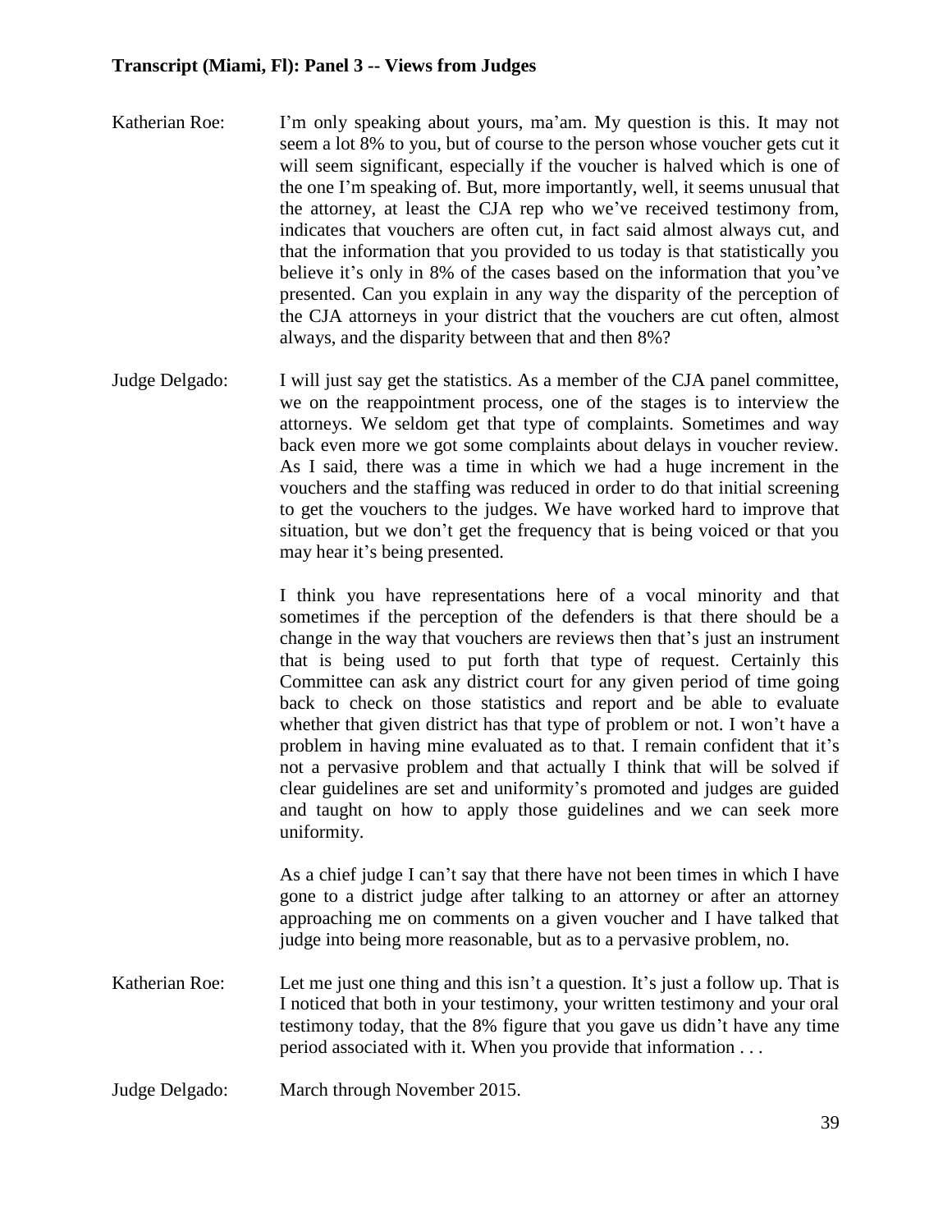Katherian Roe: I'm only speaking about yours, ma'am. My question is this. It may not seem a lot 8% to you, but of course to the person whose voucher gets cut it will seem significant, especially if the voucher is halved which is one of the one I'm speaking of. But, more importantly, well, it seems unusual that the attorney, at least the CJA rep who we've received testimony from, indicates that vouchers are often cut, in fact said almost always cut, and that the information that you provided to us today is that statistically you believe it's only in 8% of the cases based on the information that you've presented. Can you explain in any way the disparity of the perception of the CJA attorneys in your district that the vouchers are cut often, almost always, and the disparity between that and then 8%?

Judge Delgado: I will just say get the statistics. As a member of the CJA panel committee, we on the reappointment process, one of the stages is to interview the attorneys. We seldom get that type of complaints. Sometimes and way back even more we got some complaints about delays in voucher review. As I said, there was a time in which we had a huge increment in the vouchers and the staffing was reduced in order to do that initial screening to get the vouchers to the judges. We have worked hard to improve that situation, but we don't get the frequency that is being voiced or that you may hear it's being presented.

I think you have representations here of a vocal minority and that sometimes if the perception of the defenders is that there should be a change in the way that vouchers are reviews then that's just an instrument that is being used to put forth that type of request. Certainly this Committee can ask any district court for any given period of time going back to check on those statistics and report and be able to evaluate whether that given district has that type of problem or not. I won't have a problem in having mine evaluated as to that. I remain confident that it's not a pervasive problem and that actually I think that will be solved if clear guidelines are set and uniformity's promoted and judges are guided and taught on how to apply those guidelines and we can seek more uniformity.

As a chief judge I can't say that there have not been times in which I have gone to a district judge after talking to an attorney or after an attorney approaching me on comments on a given voucher and I have talked that judge into being more reasonable, but as to a pervasive problem, no.

Katherian Roe: Let me just one thing and this isn't a question. It's just a follow up. That is I noticed that both in your testimony, your written testimony and your oral testimony today, that the 8% figure that you gave us didn't have any time period associated with it. When you provide that information . . .

Judge Delgado: March through November 2015.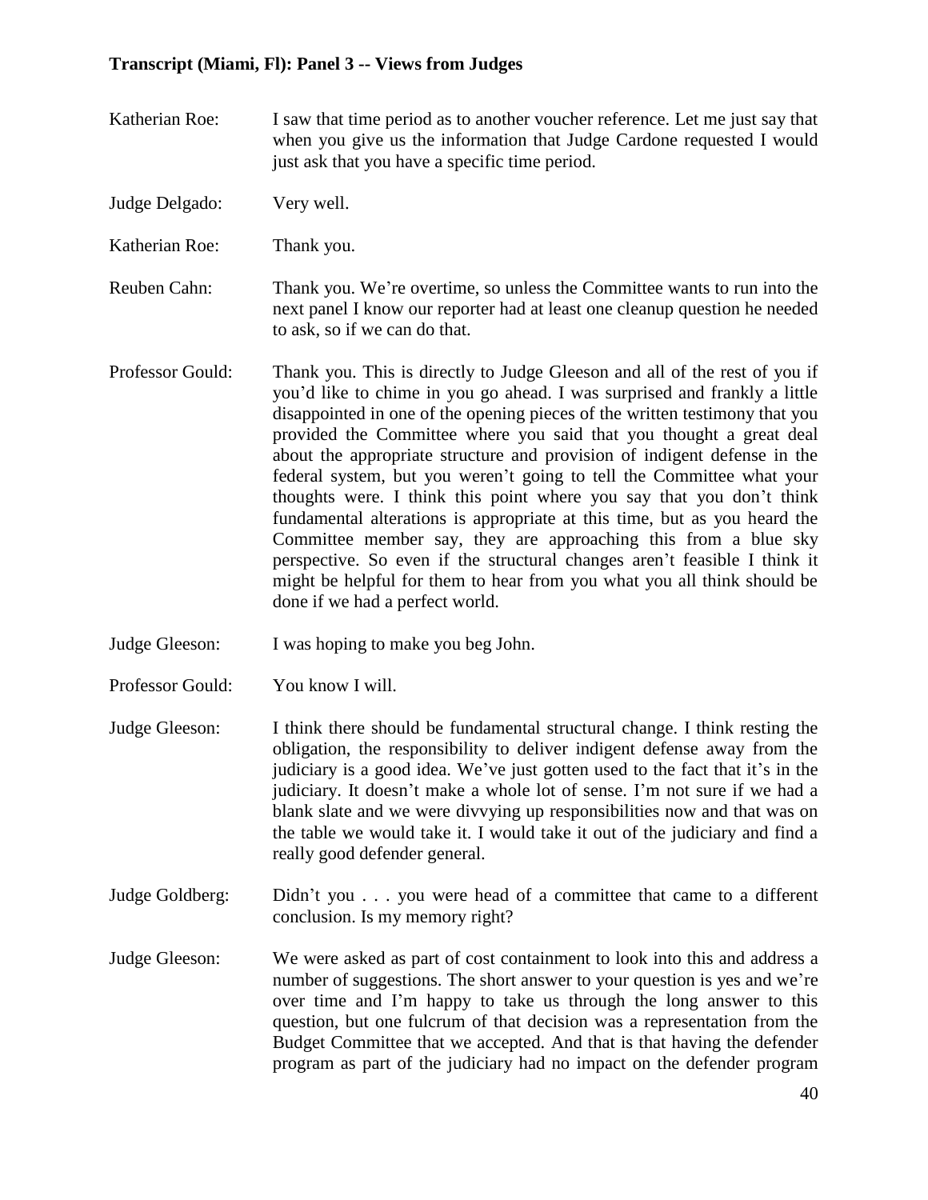Katherian Roe: I saw that time period as to another voucher reference. Let me just say that when you give us the information that Judge Cardone requested I would just ask that you have a specific time period.

Judge Delgado: Very well.

Katherian Roe: Thank you.

Reuben Cahn: Thank you. We're overtime, so unless the Committee wants to run into the next panel I know our reporter had at least one cleanup question he needed to ask, so if we can do that.

Professor Gould: Thank you. This is directly to Judge Gleeson and all of the rest of you if you'd like to chime in you go ahead. I was surprised and frankly a little disappointed in one of the opening pieces of the written testimony that you provided the Committee where you said that you thought a great deal about the appropriate structure and provision of indigent defense in the federal system, but you weren't going to tell the Committee what your thoughts were. I think this point where you say that you don't think fundamental alterations is appropriate at this time, but as you heard the Committee member say, they are approaching this from a blue sky perspective. So even if the structural changes aren't feasible I think it might be helpful for them to hear from you what you all think should be done if we had a perfect world.

Judge Gleeson: I was hoping to make you beg John.

Professor Gould: You know I will.

Judge Gleeson: I think there should be fundamental structural change. I think resting the obligation, the responsibility to deliver indigent defense away from the judiciary is a good idea. We've just gotten used to the fact that it's in the judiciary. It doesn't make a whole lot of sense. I'm not sure if we had a blank slate and we were divvying up responsibilities now and that was on the table we would take it. I would take it out of the judiciary and find a really good defender general.

Judge Goldberg: Didn't you . . . you were head of a committee that came to a different conclusion. Is my memory right?

Judge Gleeson: We were asked as part of cost containment to look into this and address a number of suggestions. The short answer to your question is yes and we're over time and I'm happy to take us through the long answer to this question, but one fulcrum of that decision was a representation from the Budget Committee that we accepted. And that is that having the defender program as part of the judiciary had no impact on the defender program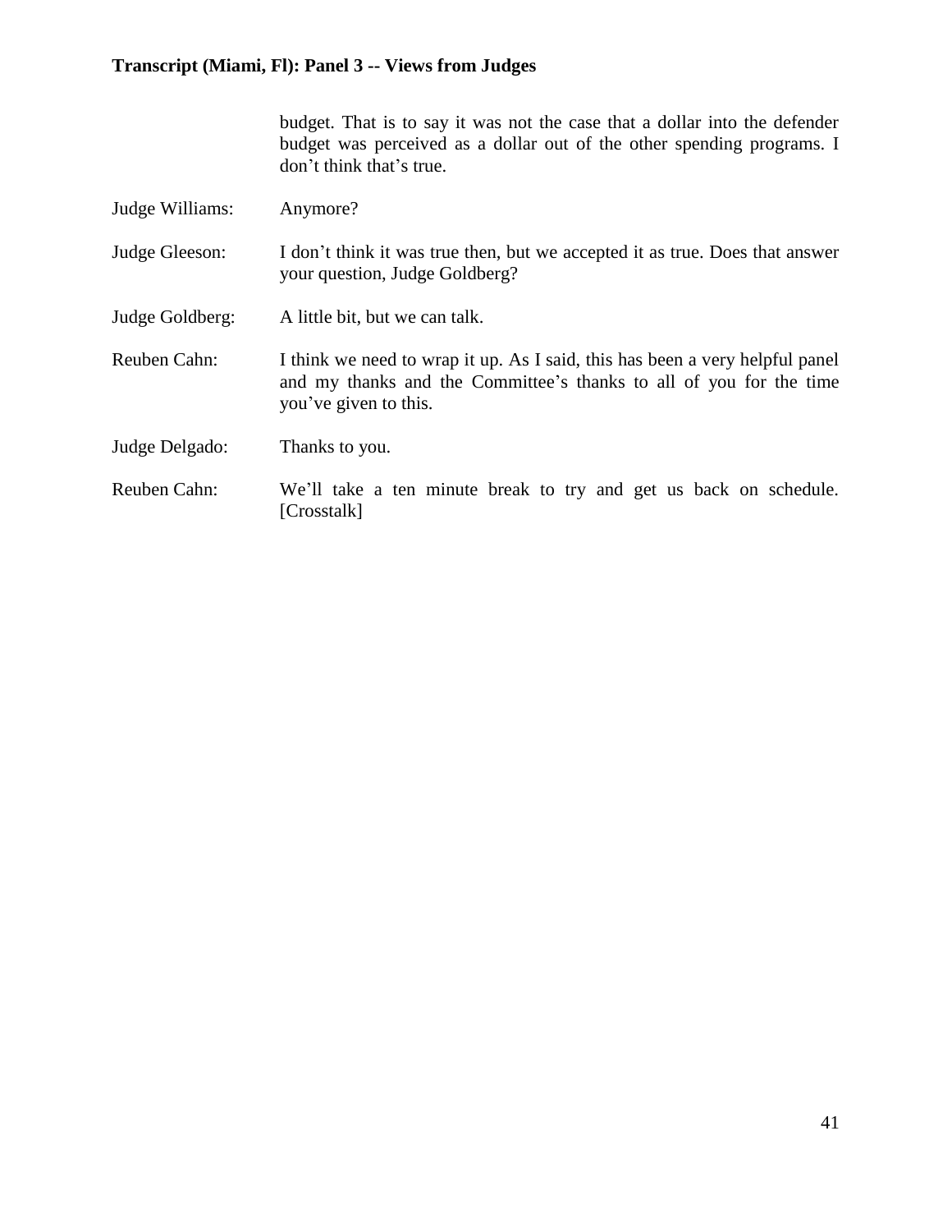budget. That is to say it was not the case that a dollar into the defender budget was perceived as a dollar out of the other spending programs. I don't think that's true.

Judge Williams: Anymore?

Judge Gleeson: I don't think it was true then, but we accepted it as true. Does that answer your question, Judge Goldberg?

Judge Goldberg: A little bit, but we can talk.

Reuben Cahn: I think we need to wrap it up. As I said, this has been a very helpful panel and my thanks and the Committee's thanks to all of you for the time you've given to this.

Judge Delgado: Thanks to you.

Reuben Cahn: We'll take a ten minute break to try and get us back on schedule. [Crosstalk]